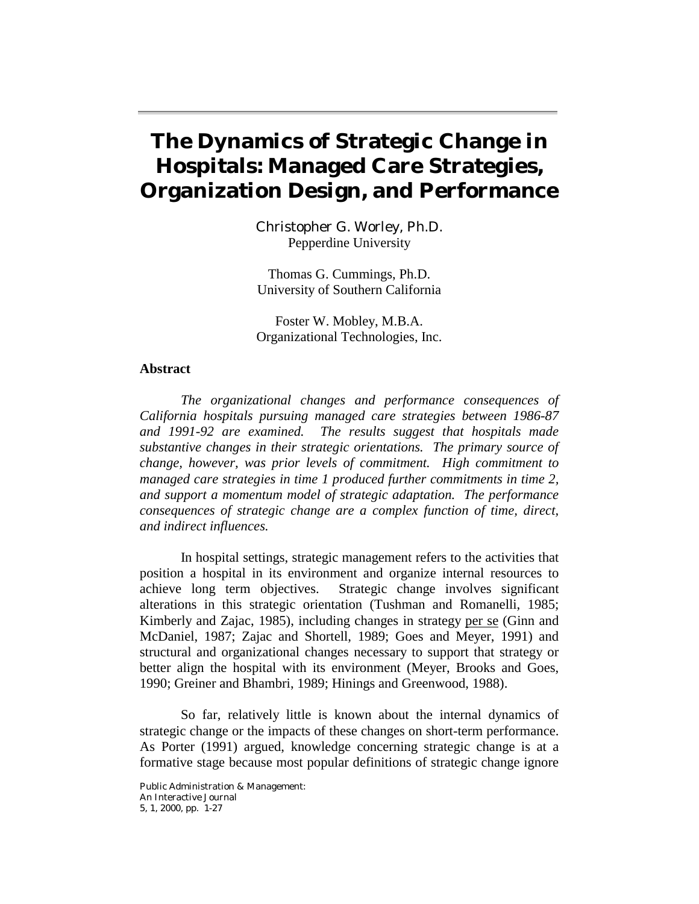# The Dynamics of Strategic Change in Hospitals: Managed Care Strategies, Organization Design, and Performance

Christopher G. Worley, Ph.D.
Pepperdine University

Thomas G. Cummings, Ph.D.
University of Southern California

Foster W. Mobley, M.B.A.
Organizational Technologies, Inc.

**Abstract**

*The organizational changes and performance consequences of California hospitals pursuing managed care strategies between 1986-87 and 1991-92 are examined. The results suggest that hospitals made substantive changes in their strategic orientations. The primary source of change, however, was prior levels of commitment. High commitment to managed care strategies in time 1 produced further commitments in time 2, and support a momentum model of strategic adaptation. The performance consequences of strategic change are a complex function of time, direct, and indirect influences.*

In hospital settings, strategic management refers to the activities that position a hospital in its environment and organize internal resources to achieve long term objectives. Strategic change involves significant alterations in this strategic orientation (Tushman and Romanelli, 1985; Kimberly and Zajac, 1985), including changes in strategy per se (Ginn and McDaniel, 1987; Zajac and Shortell, 1989; Goes and Meyer, 1991) and structural and organizational changes necessary to support that strategy or better align the hospital with its environment (Meyer, Brooks and Goes, 1990; Greiner and Bhambri, 1989; Hinings and Greenwood, 1988).

So far, relatively little is known about the internal dynamics of strategic change or the impacts of these changes on short-term performance. As Porter (1991) argued, knowledge concerning strategic change is at a formative stage because most popular definitions of strategic change ignore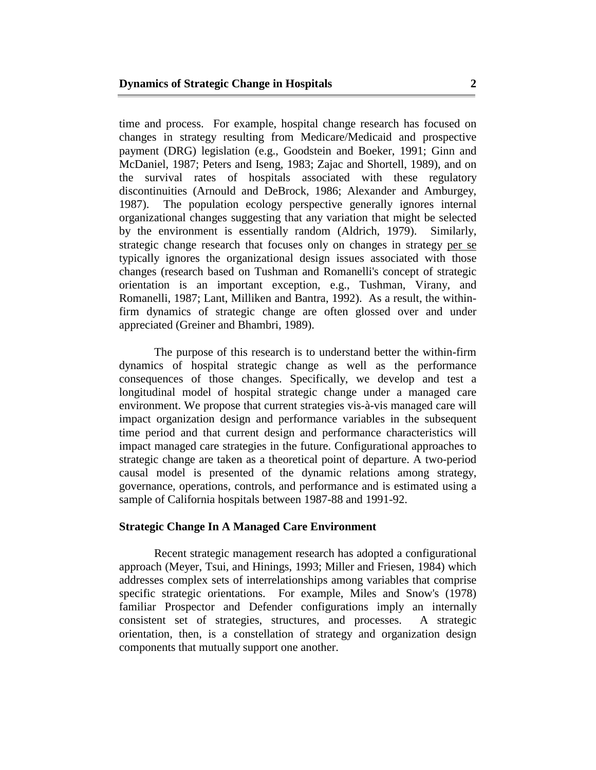time and process. For example, hospital change research has focused on changes in strategy resulting from Medicare/Medicaid and prospective payment (DRG) legislation (e.g., Goodstein and Boeker, 1991; Ginn and McDaniel, 1987; Peters and Iseng, 1983; Zajac and Shortell, 1989), and on the survival rates of hospitals associated with these regulatory discontinuities (Arnould and DeBrock, 1986; Alexander and Amburgey, 1987). The population ecology perspective generally ignores internal organizational changes suggesting that any variation that might be selected by the environment is essentially random (Aldrich, 1979). Similarly, strategic change research that focuses only on changes in strategy per se typically ignores the organizational design issues associated with those changes (research based on Tushman and Romanelli's concept of strategic orientation is an important exception, e.g., Tushman, Virany, and Romanelli, 1987; Lant, Milliken and Bantra, 1992). As a result, the within-firm dynamics of strategic change are often glossed over and under appreciated (Greiner and Bhambri, 1989).

The purpose of this research is to understand better the within-firm dynamics of hospital strategic change as well as the performance consequences of those changes. Specifically, we develop and test a longitudinal model of hospital strategic change under a managed care environment. We propose that current strategies vis-à-vis managed care will impact organization design and performance variables in the subsequent time period and that current design and performance characteristics will impact managed care strategies in the future. Configurational approaches to strategic change are taken as a theoretical point of departure. A two-period causal model is presented of the dynamic relations among strategy, governance, operations, controls, and performance and is estimated using a sample of California hospitals between 1987-88 and 1991-92.

## Strategic Change In A Managed Care Environment

Recent strategic management research has adopted a configurational approach (Meyer, Tsui, and Hinings, 1993; Miller and Friesen, 1984) which addresses complex sets of interrelationships among variables that comprise specific strategic orientations. For example, Miles and Snow's (1978) familiar Prospector and Defender configurations imply an internally consistent set of strategies, structures, and processes. A strategic orientation, then, is a constellation of strategy and organization design components that mutually support one another.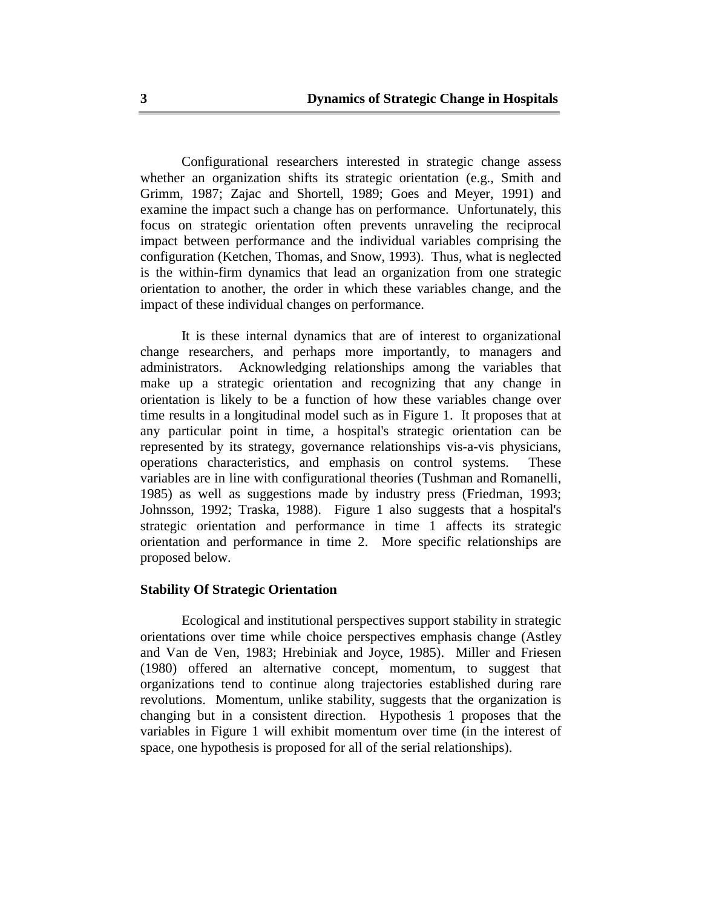Configurational researchers interested in strategic change assess whether an organization shifts its strategic orientation (e.g., Smith and Grimm, 1987; Zajac and Shortell, 1989; Goes and Meyer, 1991) and examine the impact such a change has on performance. Unfortunately, this focus on strategic orientation often prevents unraveling the reciprocal impact between performance and the individual variables comprising the configuration (Ketchen, Thomas, and Snow, 1993). Thus, what is neglected is the within-firm dynamics that lead an organization from one strategic orientation to another, the order in which these variables change, and the impact of these individual changes on performance.

It is these internal dynamics that are of interest to organizational change researchers, and perhaps more importantly, to managers and administrators. Acknowledging relationships among the variables that make up a strategic orientation and recognizing that any change in orientation is likely to be a function of how these variables change over time results in a longitudinal model such as in Figure 1. It proposes that at any particular point in time, a hospital's strategic orientation can be represented by its strategy, governance relationships vis-a-vis physicians, operations characteristics, and emphasis on control systems. These variables are in line with configurational theories (Tushman and Romanelli, 1985) as well as suggestions made by industry press (Friedman, 1993; Johnsson, 1992; Traska, 1988). Figure 1 also suggests that a hospital's strategic orientation and performance in time 1 affects its strategic orientation and performance in time 2. More specific relationships are proposed below.

**Stability Of Strategic Orientation**

Ecological and institutional perspectives support stability in strategic orientations over time while choice perspectives emphasis change (Astley and Van de Ven, 1983; Hrebiniak and Joyce, 1985). Miller and Friesen (1980) offered an alternative concept, momentum, to suggest that organizations tend to continue along trajectories established during rare revolutions. Momentum, unlike stability, suggests that the organization is changing but in a consistent direction. Hypothesis 1 proposes that the variables in Figure 1 will exhibit momentum over time (in the interest of space, one hypothesis is proposed for all of the serial relationships).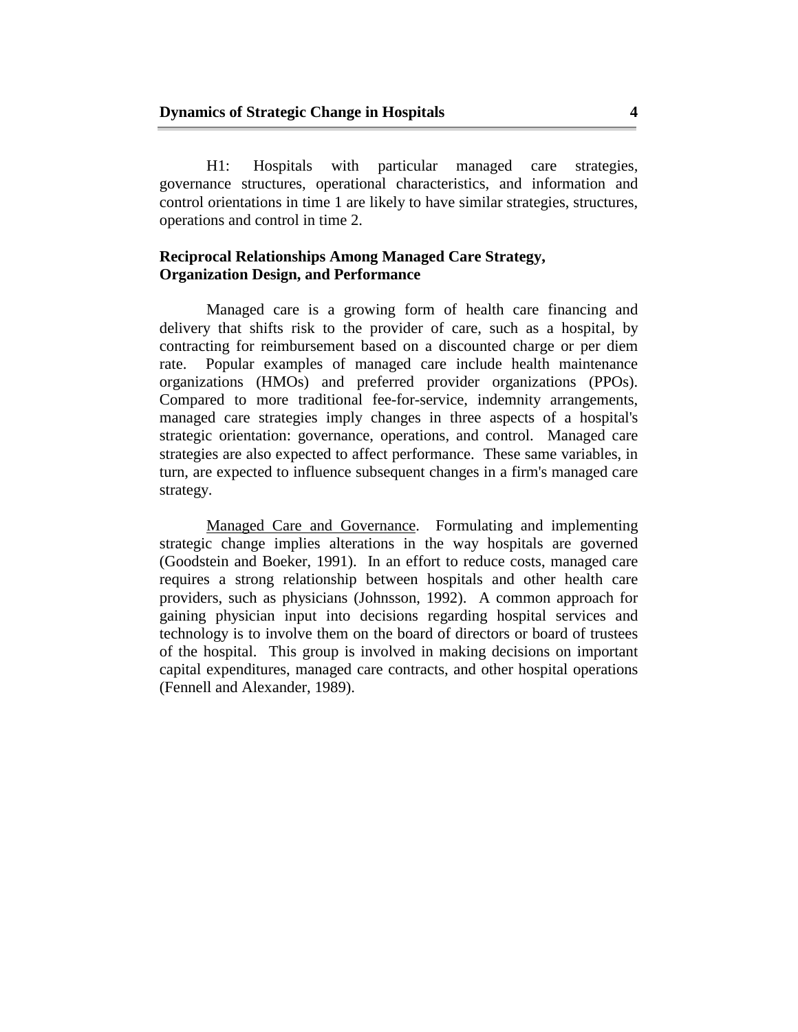H1: Hospitals with particular managed care strategies, governance structures, operational characteristics, and information and control orientations in time 1 are likely to have similar strategies, structures, operations and control in time 2.

### Reciprocal Relationships Among Managed Care Strategy, Organization Design, and Performance

Managed care is a growing form of health care financing and delivery that shifts risk to the provider of care, such as a hospital, by contracting for reimbursement based on a discounted charge or per diem rate. Popular examples of managed care include health maintenance organizations (HMOs) and preferred provider organizations (PPOs). Compared to more traditional fee-for-service, indemnity arrangements, managed care strategies imply changes in three aspects of a hospital's strategic orientation: governance, operations, and control. Managed care strategies are also expected to affect performance. These same variables, in turn, are expected to influence subsequent changes in a firm's managed care strategy.

<u>Managed Care and Governance</u>. Formulating and implementing strategic change implies alterations in the way hospitals are governed (Goodstein and Boeker, 1991). In an effort to reduce costs, managed care requires a strong relationship between hospitals and other health care providers, such as physicians (Johnsson, 1992). A common approach for gaining physician input into decisions regarding hospital services and technology is to involve them on the board of directors or board of trustees of the hospital. This group is involved in making decisions on important capital expenditures, managed care contracts, and other hospital operations (Fennell and Alexander, 1989).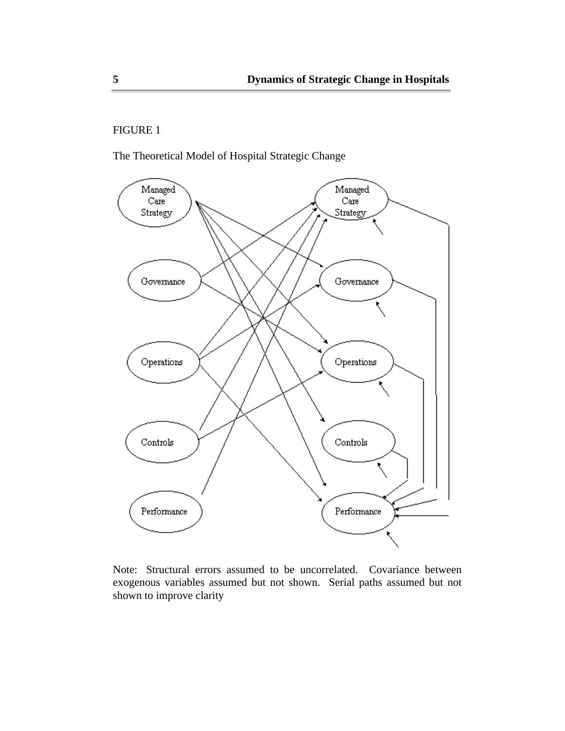FIGURE 1

The Theoretical Model of Hospital Strategic Change

Note: Structural errors assumed to be uncorrelated. Covariance between exogenous variables assumed but not shown. Serial paths assumed but not shown to improve clarity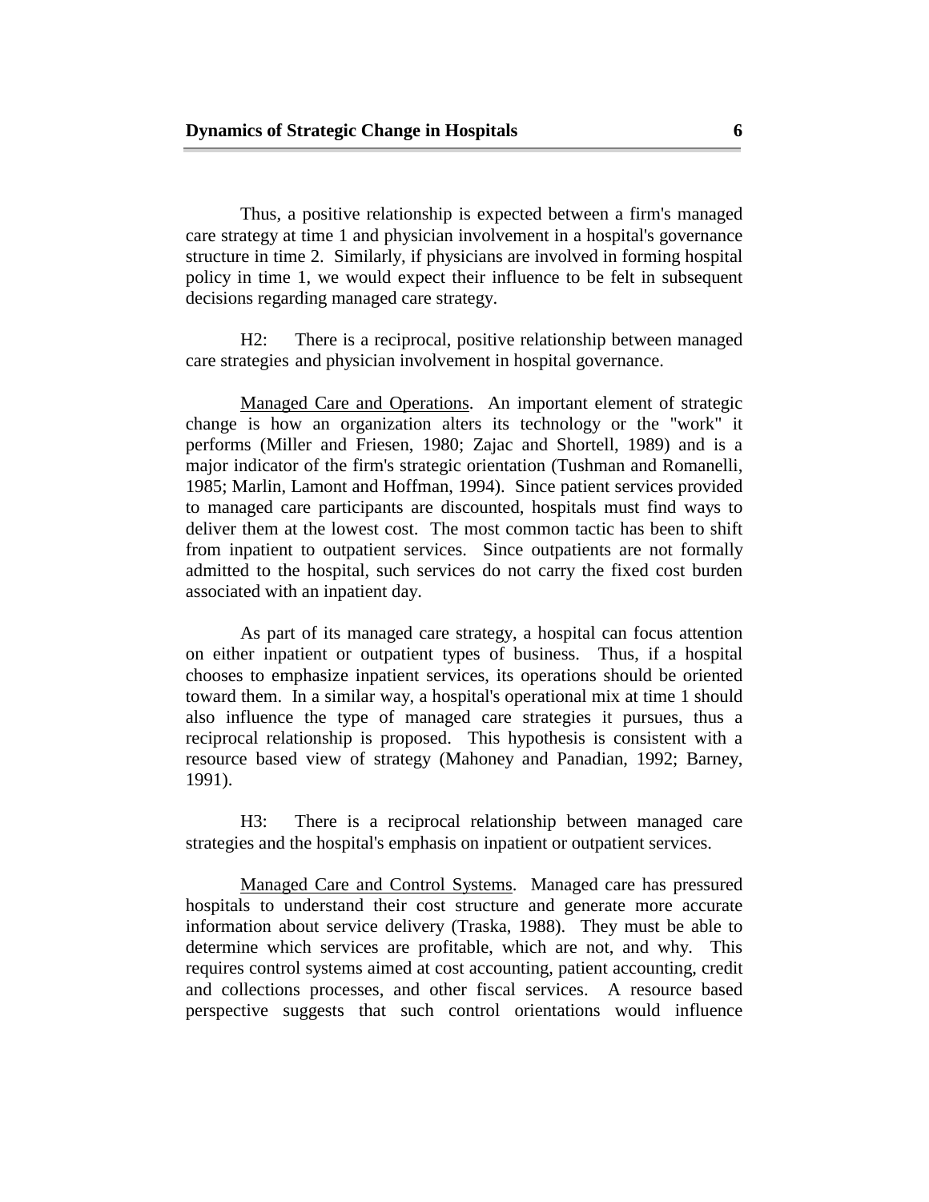Thus, a positive relationship is expected between a firm's managed care strategy at time 1 and physician involvement in a hospital's governance structure in time 2. Similarly, if physicians are involved in forming hospital policy in time 1, we would expect their influence to be felt in subsequent decisions regarding managed care strategy.

H2: There is a reciprocal, positive relationship between managed care strategies and physician involvement in hospital governance.

Managed Care and Operations. An important element of strategic change is how an organization alters its technology or the "work" it performs (Miller and Friesen, 1980; Zajac and Shortell, 1989) and is a major indicator of the firm's strategic orientation (Tushman and Romanelli, 1985; Marlin, Lamont and Hoffman, 1994). Since patient services provided to managed care participants are discounted, hospitals must find ways to deliver them at the lowest cost. The most common tactic has been to shift from inpatient to outpatient services. Since outpatients are not formally admitted to the hospital, such services do not carry the fixed cost burden associated with an inpatient day.

As part of its managed care strategy, a hospital can focus attention on either inpatient or outpatient types of business. Thus, if a hospital chooses to emphasize inpatient services, its operations should be oriented toward them. In a similar way, a hospital's operational mix at time 1 should also influence the type of managed care strategies it pursues, thus a reciprocal relationship is proposed. This hypothesis is consistent with a resource based view of strategy (Mahoney and Panadian, 1992; Barney, 1991).

H3: There is a reciprocal relationship between managed care strategies and the hospital's emphasis on inpatient or outpatient services.

Managed Care and Control Systems. Managed care has pressured hospitals to understand their cost structure and generate more accurate information about service delivery (Traska, 1988). They must be able to determine which services are profitable, which are not, and why. This requires control systems aimed at cost accounting, patient accounting, credit and collections processes, and other fiscal services. A resource based perspective suggests that such control orientations would influence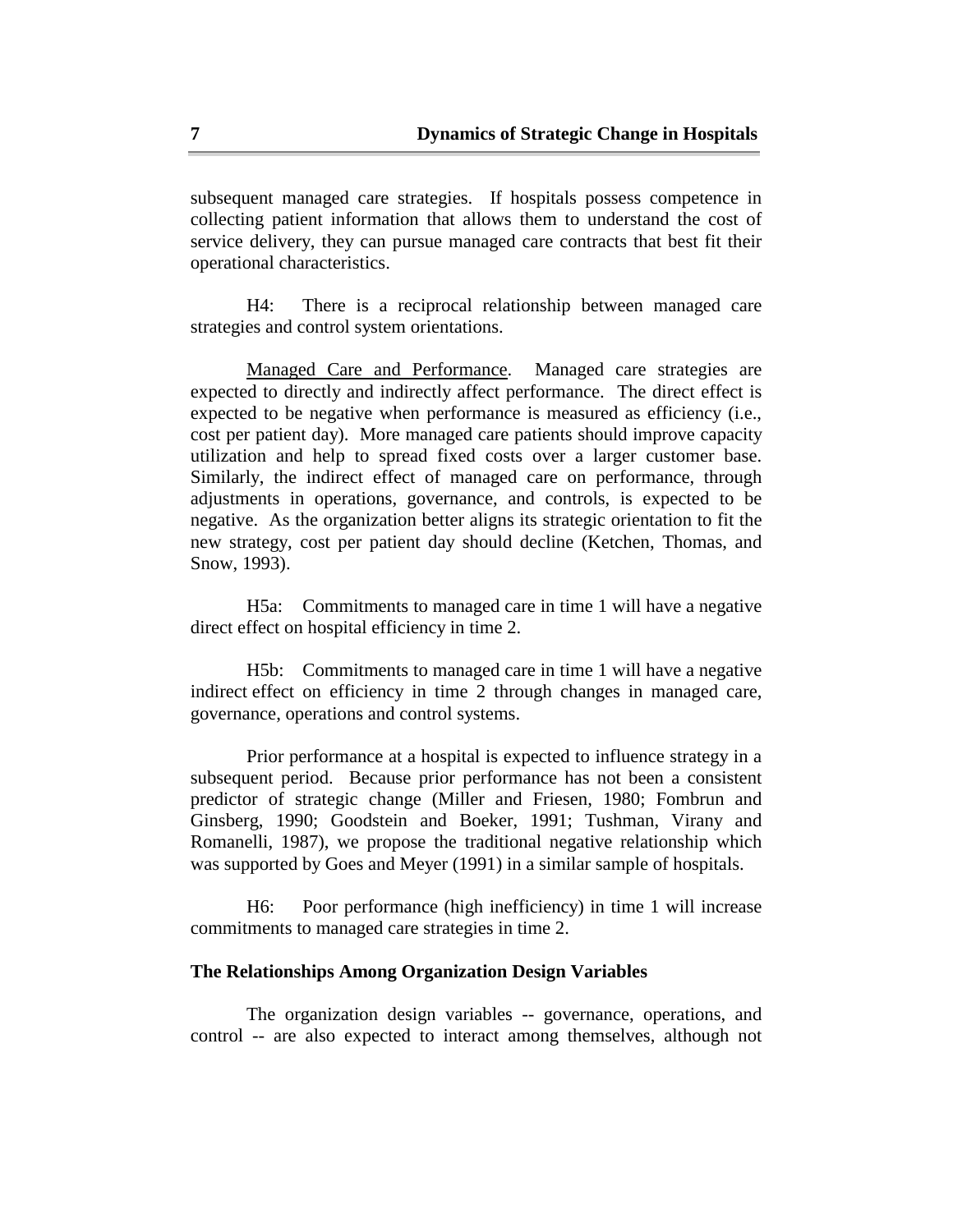subsequent managed care strategies. If hospitals possess competence in collecting patient information that allows them to understand the cost of service delivery, they can pursue managed care contracts that best fit their operational characteristics.

H4: There is a reciprocal relationship between managed care strategies and control system orientations.

Managed Care and Performance. Managed care strategies are expected to directly and indirectly affect performance. The direct effect is expected to be negative when performance is measured as efficiency (i.e., cost per patient day). More managed care patients should improve capacity utilization and help to spread fixed costs over a larger customer base. Similarly, the indirect effect of managed care on performance, through adjustments in operations, governance, and controls, is expected to be negative. As the organization better aligns its strategic orientation to fit the new strategy, cost per patient day should decline (Ketchen, Thomas, and Snow, 1993).

H5a: Commitments to managed care in time 1 will have a negative direct effect on hospital efficiency in time 2.

H5b: Commitments to managed care in time 1 will have a negative indirect effect on efficiency in time 2 through changes in managed care, governance, operations and control systems.

Prior performance at a hospital is expected to influence strategy in a subsequent period. Because prior performance has not been a consistent predictor of strategic change (Miller and Friesen, 1980; Fombrun and Ginsberg, 1990; Goodstein and Boeker, 1991; Tushman, Virany and Romanelli, 1987), we propose the traditional negative relationship which was supported by Goes and Meyer (1991) in a similar sample of hospitals.

H6: Poor performance (high inefficiency) in time 1 will increase commitments to managed care strategies in time 2.

### The Relationships Among Organization Design Variables

The organization design variables -- governance, operations, and control -- are also expected to interact among themselves, although not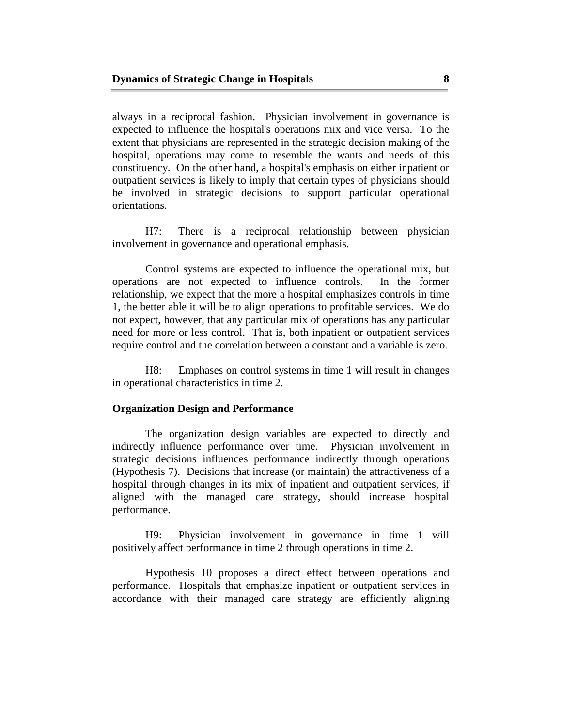always in a reciprocal fashion. Physician involvement in governance is expected to influence the hospital's operations mix and vice versa. To the extent that physicians are represented in the strategic decision making of the hospital, operations may come to resemble the wants and needs of this constituency. On the other hand, a hospital's emphasis on either inpatient or outpatient services is likely to imply that certain types of physicians should be involved in strategic decisions to support particular operational orientations.

H7: There is a reciprocal relationship between physician involvement in governance and operational emphasis.

Control systems are expected to influence the operational mix, but operations are not expected to influence controls. In the former relationship, we expect that the more a hospital emphasizes controls in time 1, the better able it will be to align operations to profitable services. We do not expect, however, that any particular mix of operations has any particular need for more or less control. That is, both inpatient or outpatient services require control and the correlation between a constant and a variable is zero.

H8: Emphases on control systems in time 1 will result in changes in operational characteristics in time 2.

**Organization Design and Performance**

The organization design variables are expected to directly and indirectly influence performance over time. Physician involvement in strategic decisions influences performance indirectly through operations (Hypothesis 7). Decisions that increase (or maintain) the attractiveness of a hospital through changes in its mix of inpatient and outpatient services, if aligned with the managed care strategy, should increase hospital performance.

H9: Physician involvement in governance in time 1 will positively affect performance in time 2 through operations in time 2.

Hypothesis 10 proposes a direct effect between operations and performance. Hospitals that emphasize inpatient or outpatient services in accordance with their managed care strategy are efficiently aligning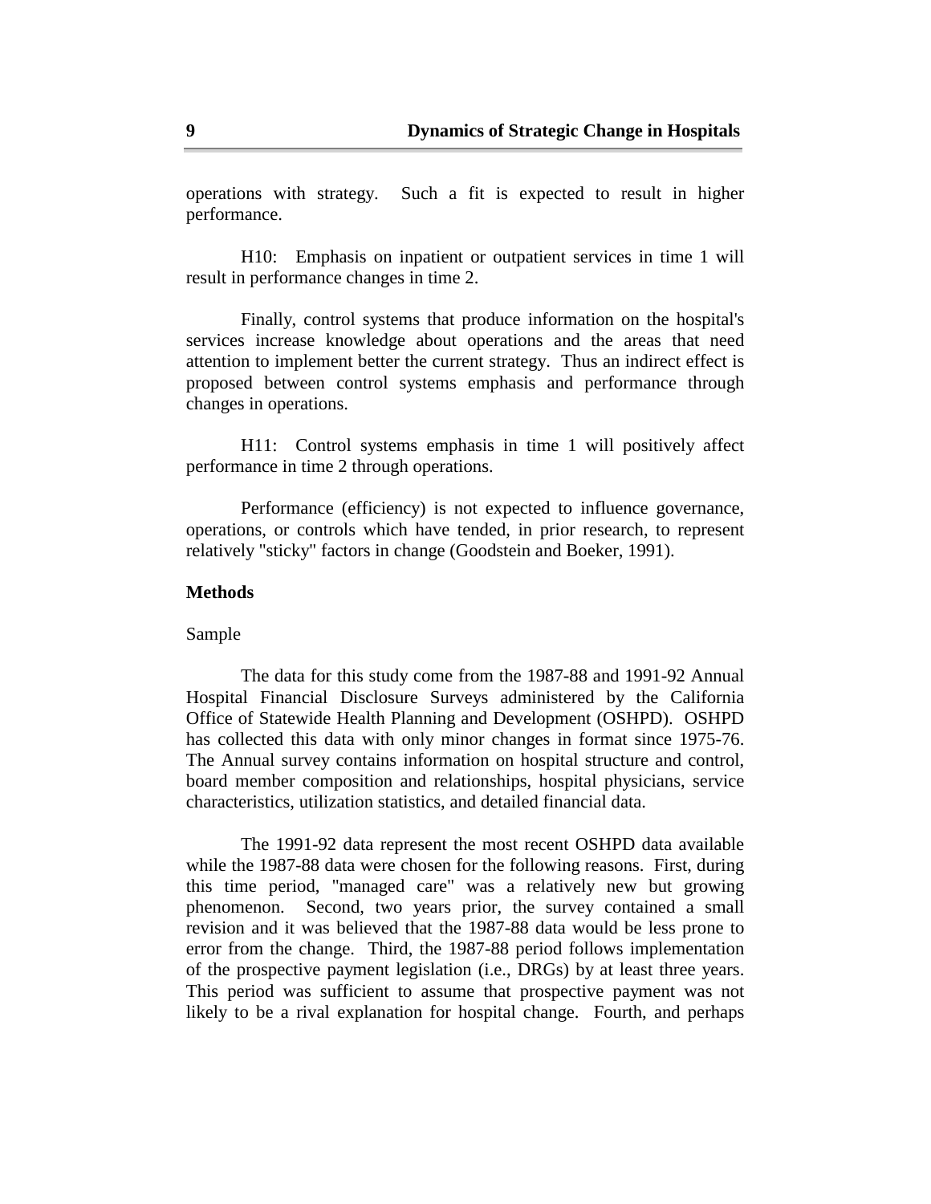operations with strategy. Such a fit is expected to result in higher performance.

H10: Emphasis on inpatient or outpatient services in time 1 will result in performance changes in time 2.

Finally, control systems that produce information on the hospital's services increase knowledge about operations and the areas that need attention to implement better the current strategy. Thus an indirect effect is proposed between control systems emphasis and performance through changes in operations.

H11: Control systems emphasis in time 1 will positively affect performance in time 2 through operations.

Performance (efficiency) is not expected to influence governance, operations, or controls which have tended, in prior research, to represent relatively "sticky" factors in change (Goodstein and Boeker, 1991).

## Methods

### Sample

The data for this study come from the 1987-88 and 1991-92 Annual Hospital Financial Disclosure Surveys administered by the California Office of Statewide Health Planning and Development (OSHPD). OSHPD has collected this data with only minor changes in format since 1975-76. The Annual survey contains information on hospital structure and control, board member composition and relationships, hospital physicians, service characteristics, utilization statistics, and detailed financial data.

The 1991-92 data represent the most recent OSHPD data available while the 1987-88 data were chosen for the following reasons. First, during this time period, "managed care" was a relatively new but growing phenomenon. Second, two years prior, the survey contained a small revision and it was believed that the 1987-88 data would be less prone to error from the change. Third, the 1987-88 period follows implementation of the prospective payment legislation (i.e., DRGs) by at least three years. This period was sufficient to assume that prospective payment was not likely to be a rival explanation for hospital change. Fourth, and perhaps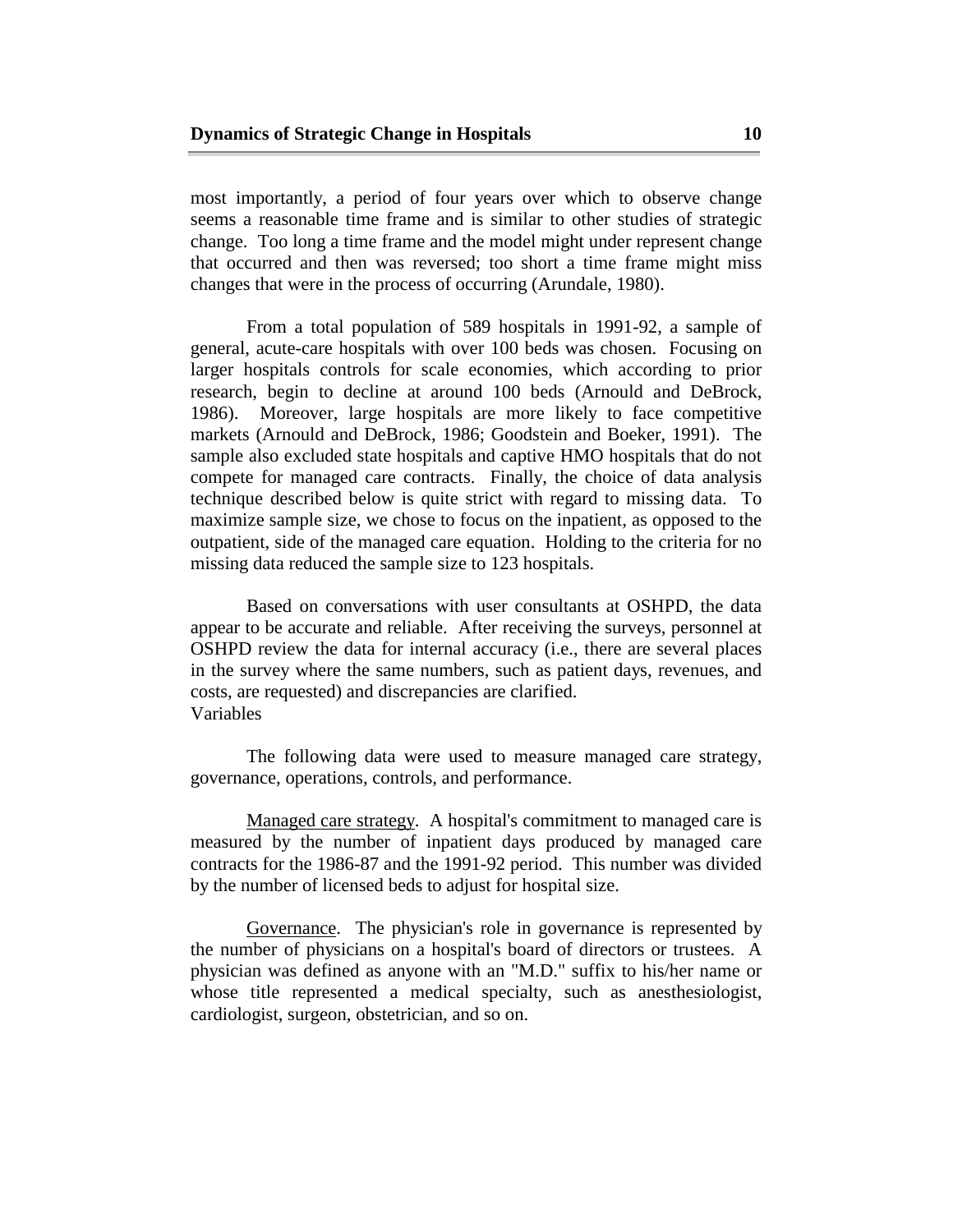most importantly, a period of four years over which to observe change seems a reasonable time frame and is similar to other studies of strategic change. Too long a time frame and the model might under represent change that occurred and then was reversed; too short a time frame might miss changes that were in the process of occurring (Arundale, 1980).

From a total population of 589 hospitals in 1991-92, a sample of general, acute-care hospitals with over 100 beds was chosen. Focusing on larger hospitals controls for scale economies, which according to prior research, begin to decline at around 100 beds (Arnould and DeBrock, 1986). Moreover, large hospitals are more likely to face competitive markets (Arnould and DeBrock, 1986; Goodstein and Boeker, 1991). The sample also excluded state hospitals and captive HMO hospitals that do not compete for managed care contracts. Finally, the choice of data analysis technique described below is quite strict with regard to missing data. To maximize sample size, we chose to focus on the inpatient, as opposed to the outpatient, side of the managed care equation. Holding to the criteria for no missing data reduced the sample size to 123 hospitals.

Based on conversations with user consultants at OSHPD, the data appear to be accurate and reliable. After receiving the surveys, personnel at OSHPD review the data for internal accuracy (i.e., there are several places in the survey where the same numbers, such as patient days, revenues, and costs, are requested) and discrepancies are clarified.

Variables

The following data were used to measure managed care strategy, governance, operations, controls, and performance.

Managed care strategy. A hospital's commitment to managed care is measured by the number of inpatient days produced by managed care contracts for the 1986-87 and the 1991-92 period. This number was divided by the number of licensed beds to adjust for hospital size.

Governance. The physician's role in governance is represented by the number of physicians on a hospital's board of directors or trustees. A physician was defined as anyone with an "M.D." suffix to his/her name or whose title represented a medical specialty, such as anesthesiologist, cardiologist, surgeon, obstetrician, and so on.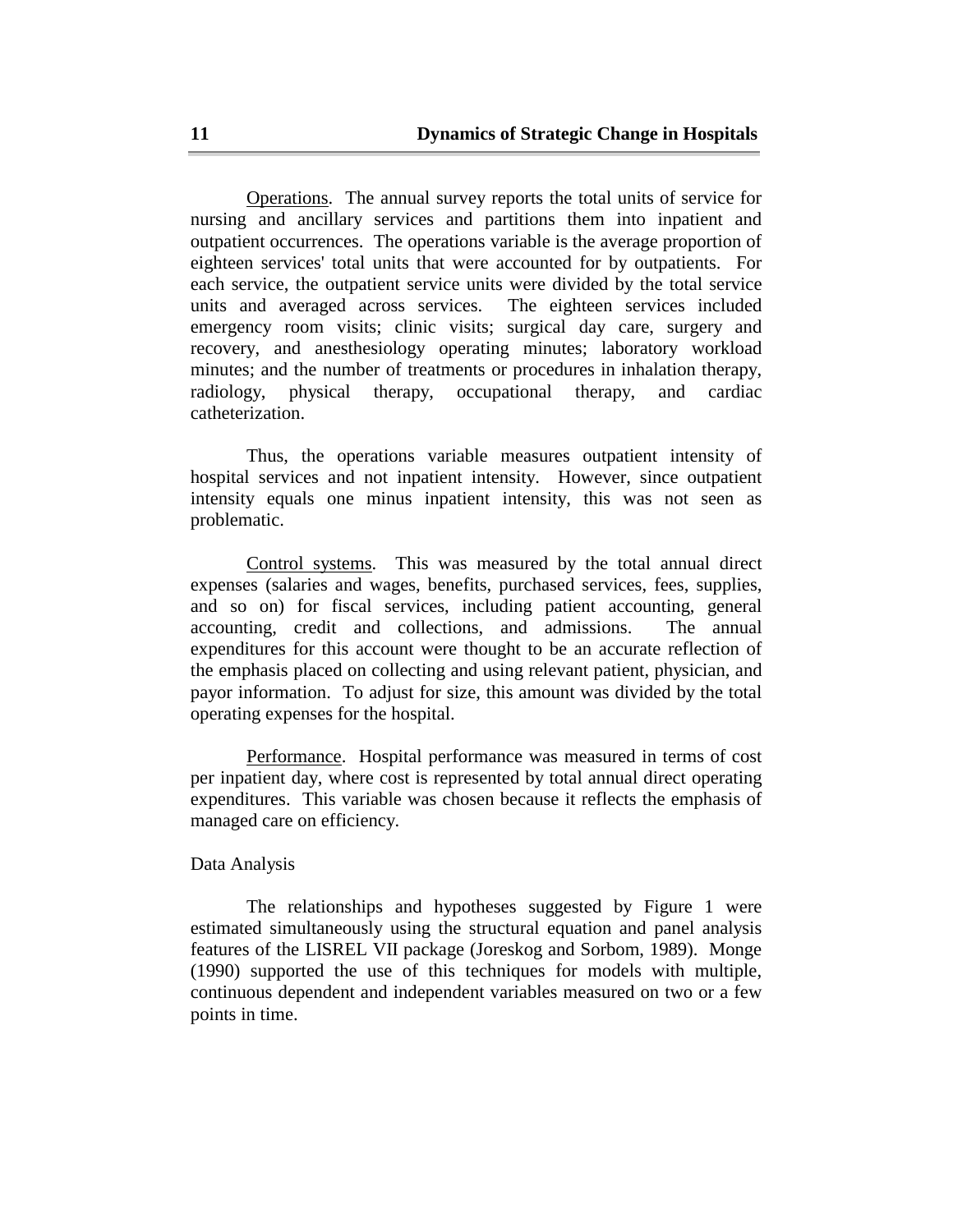Operations. The annual survey reports the total units of service for nursing and ancillary services and partitions them into inpatient and outpatient occurrences. The operations variable is the average proportion of eighteen services' total units that were accounted for by outpatients. For each service, the outpatient service units were divided by the total service units and averaged across services. The eighteen services included emergency room visits; clinic visits; surgical day care, surgery and recovery, and anesthesiology operating minutes; laboratory workload minutes; and the number of treatments or procedures in inhalation therapy, radiology, physical therapy, occupational therapy, and cardiac catheterization.

Thus, the operations variable measures outpatient intensity of hospital services and not inpatient intensity. However, since outpatient intensity equals one minus inpatient intensity, this was not seen as problematic.

Control systems. This was measured by the total annual direct expenses (salaries and wages, benefits, purchased services, fees, supplies, and so on) for fiscal services, including patient accounting, general accounting, credit and collections, and admissions. The annual expenditures for this account were thought to be an accurate reflection of the emphasis placed on collecting and using relevant patient, physician, and payor information. To adjust for size, this amount was divided by the total operating expenses for the hospital.

Performance. Hospital performance was measured in terms of cost per inpatient day, where cost is represented by total annual direct operating expenditures. This variable was chosen because it reflects the emphasis of managed care on efficiency.

### Data Analysis

The relationships and hypotheses suggested by Figure 1 were estimated simultaneously using the structural equation and panel analysis features of the LISREL VII package (Joreskog and Sorbom, 1989). Monge (1990) supported the use of this techniques for models with multiple, continuous dependent and independent variables measured on two or a few points in time.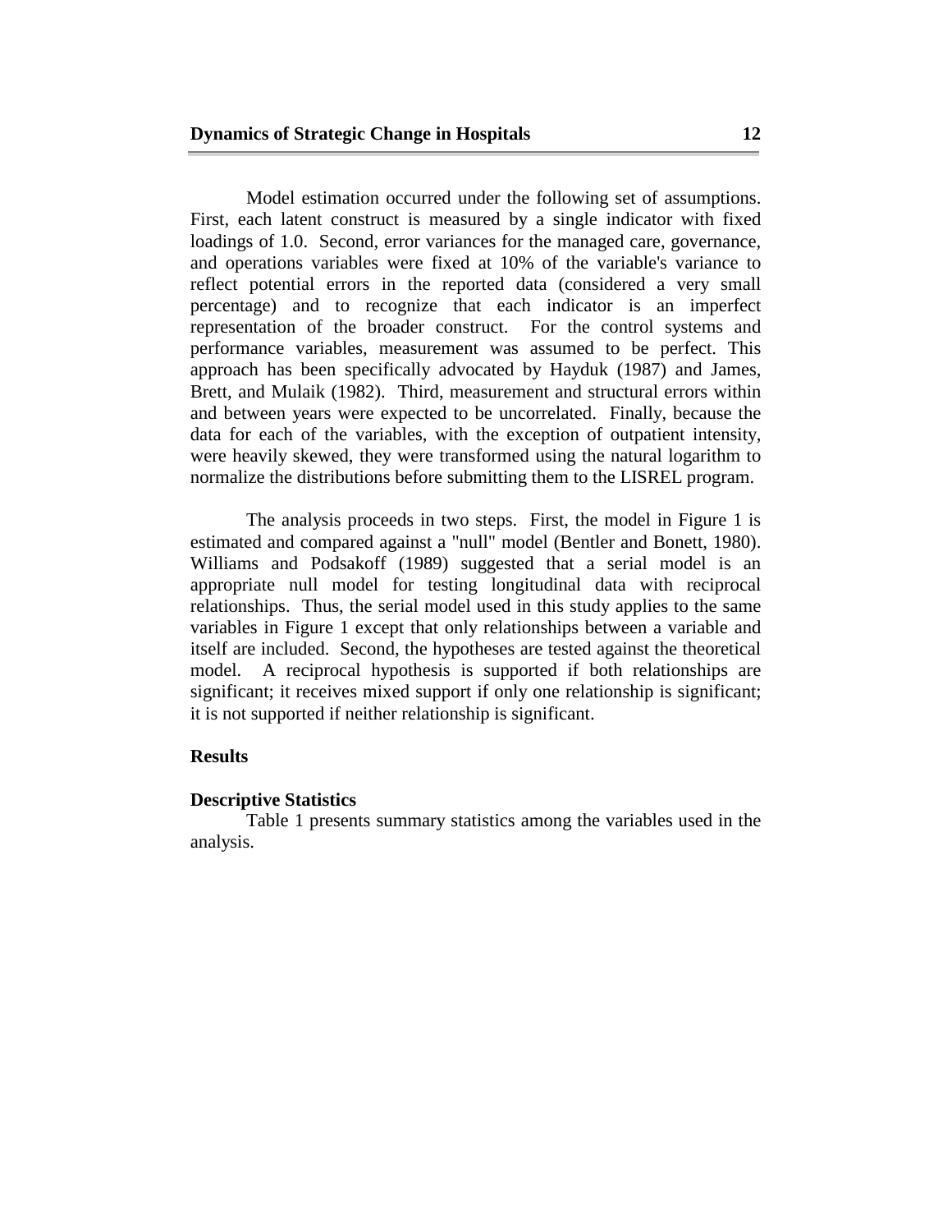Model estimation occurred under the following set of assumptions. First, each latent construct is measured by a single indicator with fixed loadings of 1.0. Second, error variances for the managed care, governance, and operations variables were fixed at 10% of the variable's variance to reflect potential errors in the reported data (considered a very small percentage) and to recognize that each indicator is an imperfect representation of the broader construct. For the control systems and performance variables, measurement was assumed to be perfect. This approach has been specifically advocated by Hayduk (1987) and James, Brett, and Mulaik (1982). Third, measurement and structural errors within and between years were expected to be uncorrelated. Finally, because the data for each of the variables, with the exception of outpatient intensity, were heavily skewed, they were transformed using the natural logarithm to normalize the distributions before submitting them to the LISREL program.

The analysis proceeds in two steps. First, the model in Figure 1 is estimated and compared against a "null" model (Bentler and Bonett, 1980). Williams and Podsakoff (1989) suggested that a serial model is an appropriate null model for testing longitudinal data with reciprocal relationships. Thus, the serial model used in this study applies to the same variables in Figure 1 except that only relationships between a variable and itself are included. Second, the hypotheses are tested against the theoretical model. A reciprocal hypothesis is supported if both relationships are significant; it receives mixed support if only one relationship is significant; it is not supported if neither relationship is significant.

## Results

### Descriptive Statistics

Table 1 presents summary statistics among the variables used in the analysis.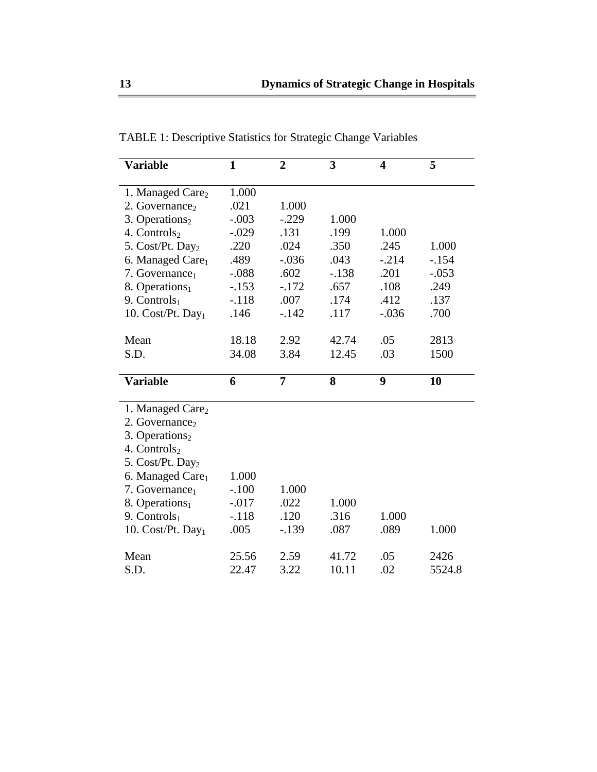TABLE 1: Descriptive Statistics for Strategic Change Variables

| Variable | 1 | 2 | 3 | 4 | 5 |
|---|---|---|---|---|---|
| 1. Managed $Care_2$ | 1.000 | | | | |
| 2. $Governance_2$ | .021 | 1.000 | | | |
| 3. $Operations_2$ | -.003 | -.229 | 1.000 | | |
| 4. $Controls_2$ | -.029 | .131 | .199 | 1.000 | |
| 5. Cost/Pt. $Day_2$ | .220 | .024 | .350 | .245 | 1.000 |
| 6. Managed $Care_1$ | .489 | -.036 | .043 | -.214 | -.154 |
| 7. $Governance_1$ | -.088 | .602 | -.138 | .201 | -.053 |
| 8. $Operations_1$ | -.153 | -.172 | .657 | .108 | .249 |
| 9. $Controls_1$ | -.118 | .007 | .174 | .412 | .137 |
| 10. Cost/Pt. $Day_1$ | .146 | -.142 | .117 | -.036 | .700 |
| Mean | 18.18 | 2.92 | 42.74 | .05 | 2813 |
| S.D. | 34.08 | 3.84 | 12.45 | .03 | 1500 |

| Variable | 6 | 7 | 8 | 9 | 10 |
|---|---|---|---|---|---|
| 1. Managed $Care_2$ | | | | | |
| 2. $Governance_2$ | | | | | |
| 3. $Operations_2$ | | | | | |
| 4. $Controls_2$ | | | | | |
| 5. Cost/Pt. $Day_2$ | | | | | |
| 6. Managed $Care_1$ | 1.000 | | | | |
| 7. $Governance_1$ | -.100 | 1.000 | | | |
| 8. $Operations_1$ | -.017 | .022 | 1.000 | | |
| 9. $Controls_1$ | -.118 | .120 | .316 | 1.000 | |
| 10. Cost/Pt. $Day_1$ | .005 | -.139 | .087 | .089 | 1.000 |
| Mean | 25.56 | 2.59 | 41.72 | .05 | 2426 |
| S.D. | 22.47 | 3.22 | 10.11 | .02 | 5524.8 |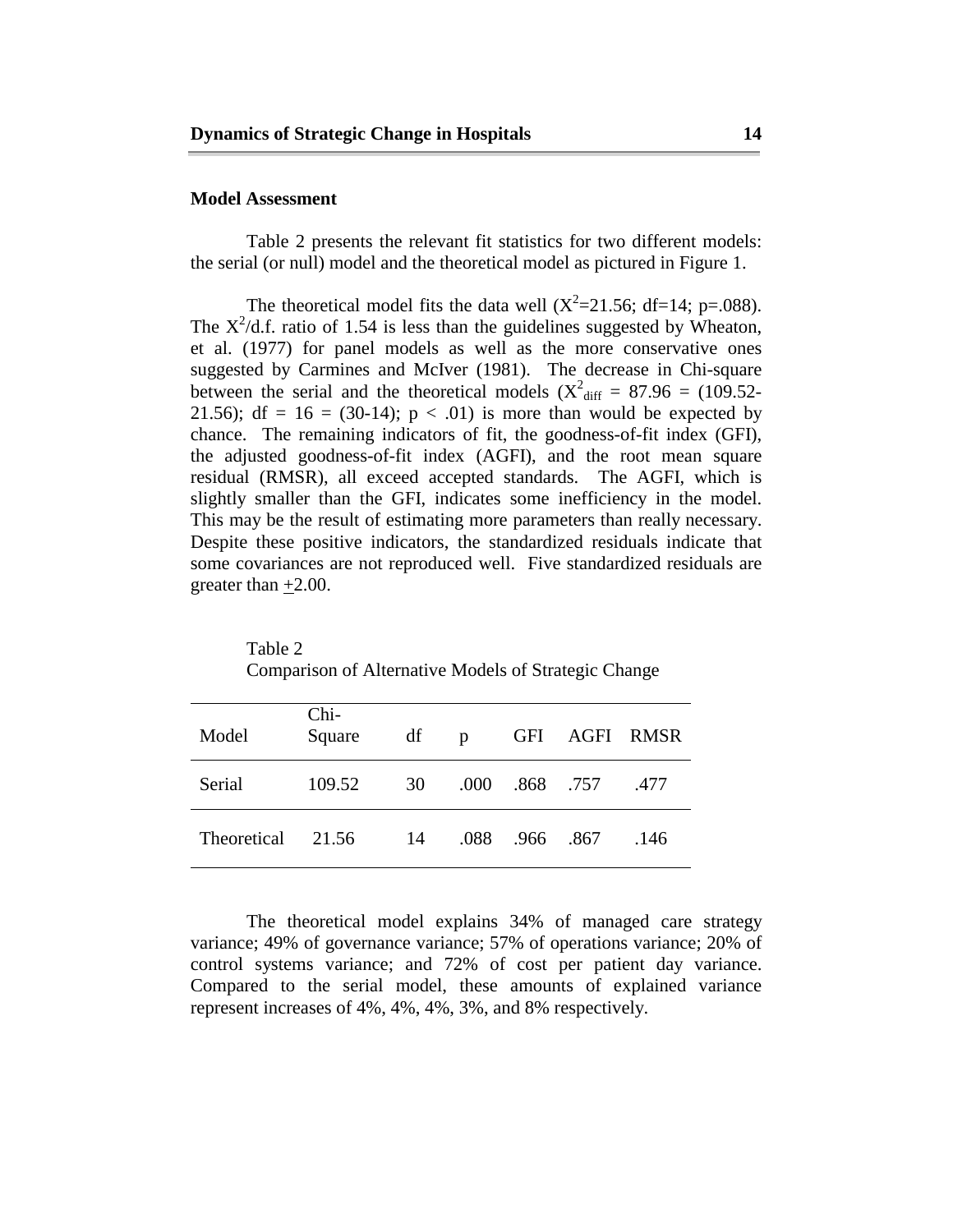**Model Assessment**

Table 2 presents the relevant fit statistics for two different models: the serial (or null) model and the theoretical model as pictured in Figure 1.

The theoretical model fits the data well ($X^2$=21.56; df=14; p=.088). The $X^2$/d.f. ratio of 1.54 is less than the guidelines suggested by Wheaton, et al. (1977) for panel models as well as the more conservative ones suggested by Carmines and McIver (1981). The decrease in Chi-square between the serial and the theoretical models ($X^2_{diff}$ = 87.96 = (109.52-21.56); df = 16 = (30-14); $p < .01$) is more than would be expected by chance. The remaining indicators of fit, the goodness-of-fit index (GFI), the adjusted goodness-of-fit index (AGFI), and the root mean square residual (RMSR), all exceed accepted standards. The AGFI, which is slightly smaller than the GFI, indicates some inefficiency in the model. This may be the result of estimating more parameters than really necessary. Despite these positive indicators, the standardized residuals indicate that some covariances are not reproduced well. Five standardized residuals are greater than $\pm$2.00.

Table 2
Comparison of Alternative Models of Strategic Change

| Model | Chi-Square | df | p | GFI | AGFI | RMSR |
|---|---|---|---|---|---|---|
| Serial | 109.52 | 30 | .000 | .868 | .757 | .477 |
| Theoretical | 21.56 | 14 | .088 | .966 | .867 | .146 |

The theoretical model explains 34% of managed care strategy variance; 49% of governance variance; 57% of operations variance; 20% of control systems variance; and 72% of cost per patient day variance. Compared to the serial model, these amounts of explained variance represent increases of 4%, 4%, 4%, 3%, and 8% respectively.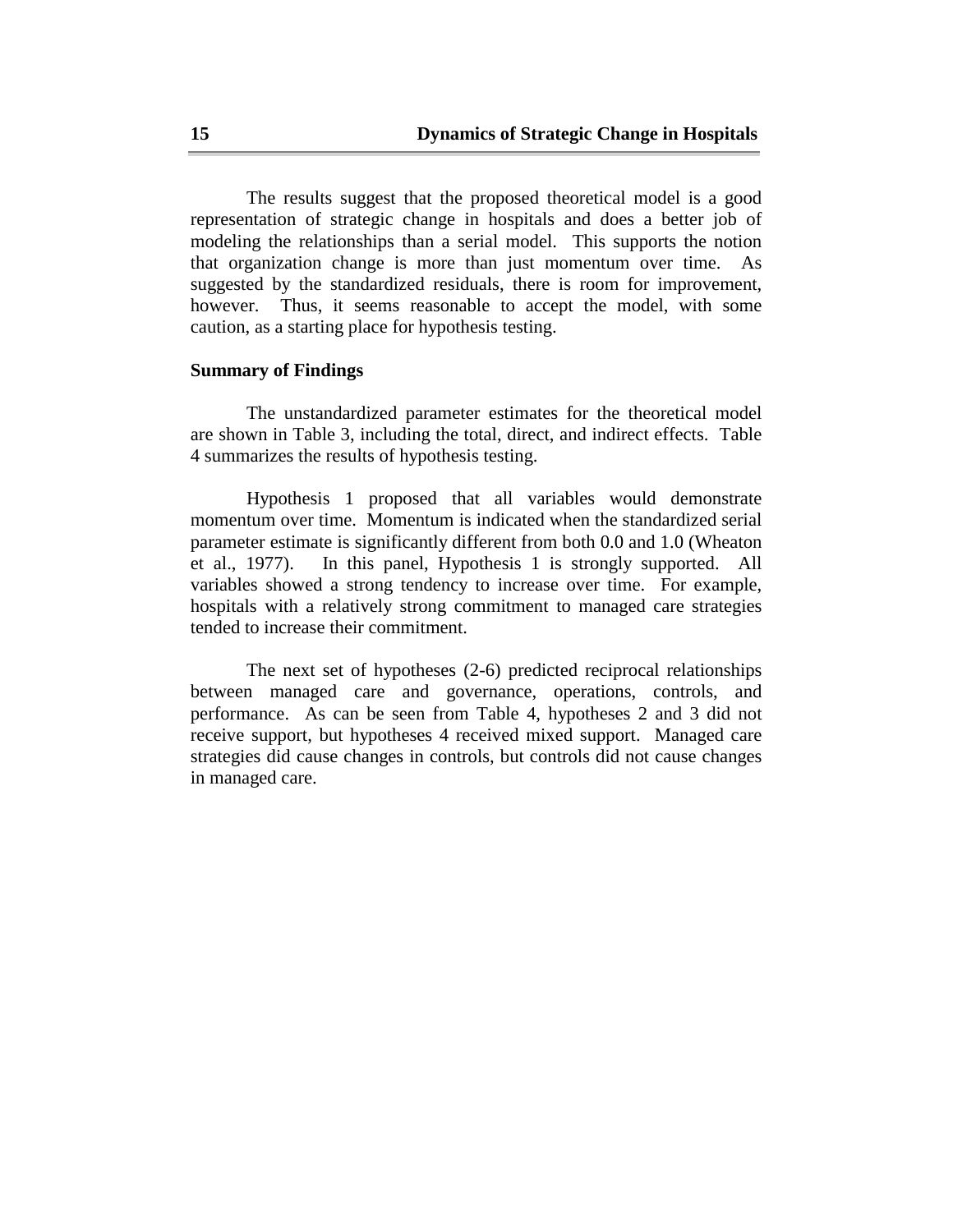The results suggest that the proposed theoretical model is a good representation of strategic change in hospitals and does a better job of modeling the relationships than a serial model. This supports the notion that organization change is more than just momentum over time. As suggested by the standardized residuals, there is room for improvement, however. Thus, it seems reasonable to accept the model, with some caution, as a starting place for hypothesis testing.

**Summary of Findings**

The unstandardized parameter estimates for the theoretical model are shown in Table 3, including the total, direct, and indirect effects. Table 4 summarizes the results of hypothesis testing.

Hypothesis 1 proposed that all variables would demonstrate momentum over time. Momentum is indicated when the standardized serial parameter estimate is significantly different from both 0.0 and 1.0 (Wheaton et al., 1977). In this panel, Hypothesis 1 is strongly supported. All variables showed a strong tendency to increase over time. For example, hospitals with a relatively strong commitment to managed care strategies tended to increase their commitment.

The next set of hypotheses (2-6) predicted reciprocal relationships between managed care and governance, operations, controls, and performance. As can be seen from Table 4, hypotheses 2 and 3 did not receive support, but hypotheses 4 received mixed support. Managed care strategies did cause changes in controls, but controls did not cause changes in managed care.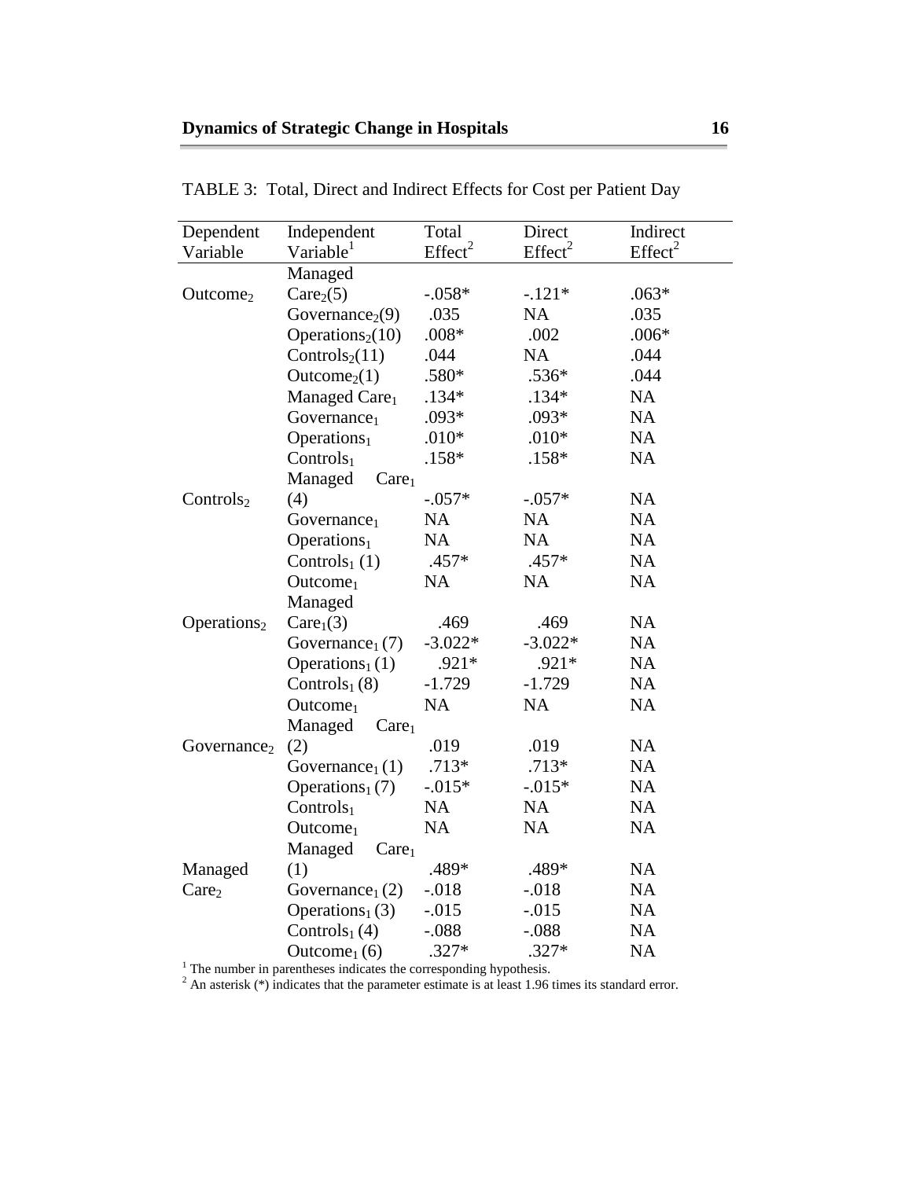TABLE 3: Total, Direct and Indirect Effects for Cost per Patient Day

| Dependent Variable | Independent Variable[1] | Total Effect[2] | Direct Effect[2] | Indirect Effect[2] |
|---|---|---|---|---|
| $Outcome_2$ | Managed $Care_2$(5) | -.058* | -.121* | .063* |
| | $Governance_2$(9) | .035 | NA | .035 |
| | $Operations_2$(10) | .008* | .002 | .006* |
| | $Controls_2$(11) | .044 | NA | .044 |
| | $Outcome_2$(1) | .580* | .536* | .044 |
| | Managed $Care_1$ | .134* | .134* | NA |
| | $Governance_1$ | .093* | .093* | NA |
| | $Operations_1$ | .010* | .010* | NA |
| | $Controls_1$ | .158* | .158* | NA |
| $Controls_2$ | Managed $Care_1$ (4) | -.057* | -.057* | NA |
| | $Governance_1$ | NA | NA | NA |
| | $Operations_1$ | NA | NA | NA |
| | $Controls_1$ (1) | .457* | .457* | NA |
| | $Outcome_1$ | NA | NA | NA |
| $Operations_2$ | Managed $Care_1$(3) | .469 | .469 | NA |
| | $Governance_1$ (7) | -3.022* | -3.022* | NA |
| | $Operations_1$ (1) | .921* | .921* | NA |
| | $Controls_1$ (8) | -1.729 | -1.729 | NA |
| | $Outcome_1$ | NA | NA | NA |
| $Governance_2$ | Managed $Care_1$ (2) | .019 | .019 | NA |
| | $Governance_1$ (1) | .713* | .713* | NA |
| | $Operations_1$ (7) | -.015* | -.015* | NA |
| | $Controls_1$ | NA | NA | NA |
| | $Outcome_1$ | NA | NA | NA |
| Managed $Care_2$ | Managed $Care_1$ (1) | .489* | .489* | NA |
| | $Governance_1$ (2) | -.018 | -.018 | NA |
| | $Operations_1$ (3) | -.015 | -.015 | NA |
| | $Controls_1$ (4) | -.088 | -.088 | NA |
| | $Outcome_1$ (6) | .327* | .327* | NA |

[1] The number in parentheses indicates the corresponding hypothesis.
[2] An asterisk (*) indicates that the parameter estimate is at least 1.96 times its standard error.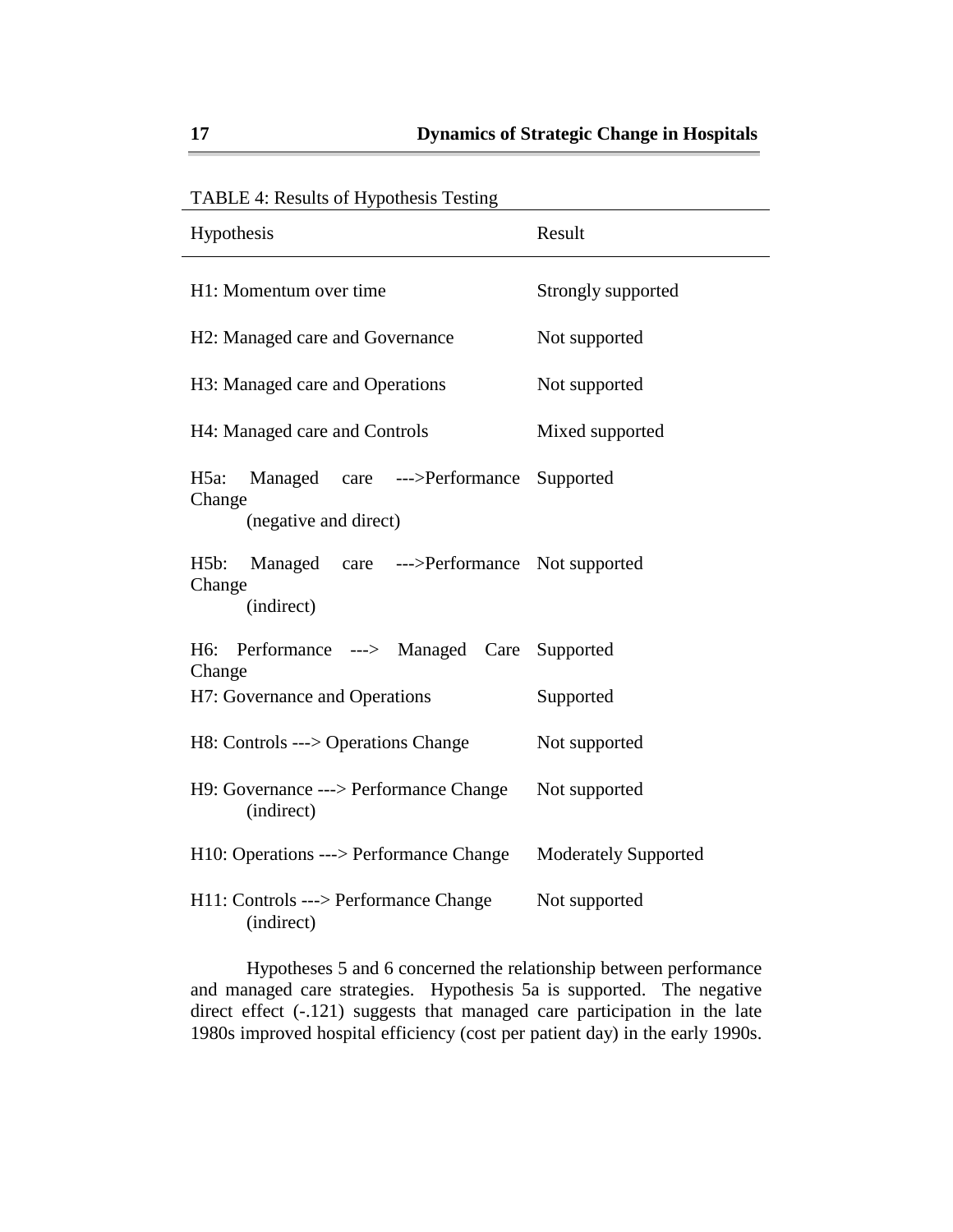TABLE 4: Results of Hypothesis Testing

| Hypothesis | Result |
| --- | --- |
| H1: Momentum over time | Strongly supported |
| H2: Managed care and Governance | Not supported |
| H3: Managed care and Operations | Not supported |
| H4: Managed care and Controls | Mixed supported |
| H5a: Managed care --->Performance Change (negative and direct) | Supported |
| H5b: Managed care --->Performance Change (indirect) | Not supported |
| H6: Performance ---> Managed Care Change | Supported |
| H7: Governance and Operations | Supported |
| H8: Controls ---> Operations Change | Not supported |
| H9: Governance ---> Performance Change (indirect) | Not supported |
| H10: Operations ---> Performance Change | Moderately Supported |
| H11: Controls ---> Performance Change (indirect) | Not supported |

Hypotheses 5 and 6 concerned the relationship between performance and managed care strategies. Hypothesis 5a is supported. The negative direct effect (-.121) suggests that managed care participation in the late 1980s improved hospital efficiency (cost per patient day) in the early 1990s.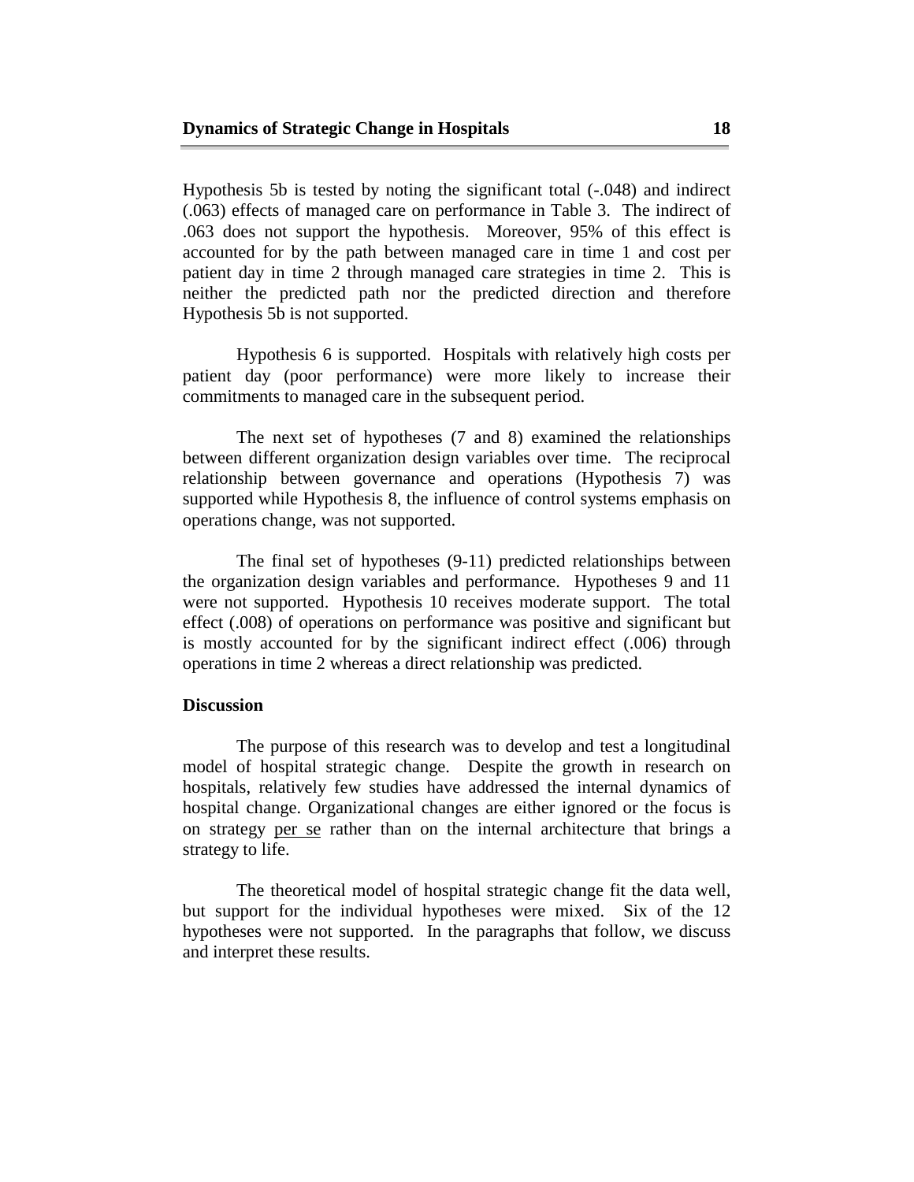Hypothesis 5b is tested by noting the significant total (-.048) and indirect (.063) effects of managed care on performance in Table 3. The indirect of .063 does not support the hypothesis. Moreover, 95% of this effect is accounted for by the path between managed care in time 1 and cost per patient day in time 2 through managed care strategies in time 2. This is neither the predicted path nor the predicted direction and therefore Hypothesis 5b is not supported.

Hypothesis 6 is supported. Hospitals with relatively high costs per patient day (poor performance) were more likely to increase their commitments to managed care in the subsequent period.

The next set of hypotheses (7 and 8) examined the relationships between different organization design variables over time. The reciprocal relationship between governance and operations (Hypothesis 7) was supported while Hypothesis 8, the influence of control systems emphasis on operations change, was not supported.

The final set of hypotheses (9-11) predicted relationships between the organization design variables and performance. Hypotheses 9 and 11 were not supported. Hypothesis 10 receives moderate support. The total effect (.008) of operations on performance was positive and significant but is mostly accounted for by the significant indirect effect (.006) through operations in time 2 whereas a direct relationship was predicted.

## Discussion

The purpose of this research was to develop and test a longitudinal model of hospital strategic change. Despite the growth in research on hospitals, relatively few studies have addressed the internal dynamics of hospital change. Organizational changes are either ignored or the focus is on strategy per se rather than on the internal architecture that brings a strategy to life.

The theoretical model of hospital strategic change fit the data well, but support for the individual hypotheses were mixed. Six of the 12 hypotheses were not supported. In the paragraphs that follow, we discuss and interpret these results.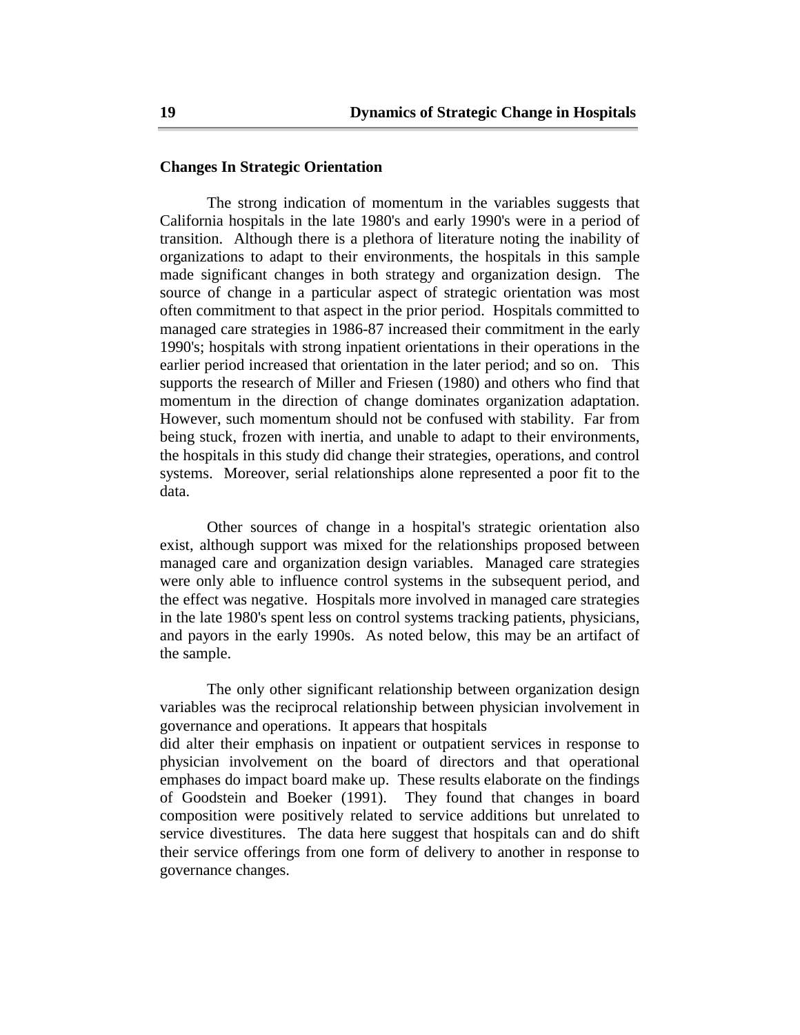### Changes In Strategic Orientation

The strong indication of momentum in the variables suggests that California hospitals in the late 1980's and early 1990's were in a period of transition. Although there is a plethora of literature noting the inability of organizations to adapt to their environments, the hospitals in this sample made significant changes in both strategy and organization design. The source of change in a particular aspect of strategic orientation was most often commitment to that aspect in the prior period. Hospitals committed to managed care strategies in 1986-87 increased their commitment in the early 1990's; hospitals with strong inpatient orientations in their operations in the earlier period increased that orientation in the later period; and so on. This supports the research of Miller and Friesen (1980) and others who find that momentum in the direction of change dominates organization adaptation. However, such momentum should not be confused with stability. Far from being stuck, frozen with inertia, and unable to adapt to their environments, the hospitals in this study did change their strategies, operations, and control systems. Moreover, serial relationships alone represented a poor fit to the data.

Other sources of change in a hospital's strategic orientation also exist, although support was mixed for the relationships proposed between managed care and organization design variables. Managed care strategies were only able to influence control systems in the subsequent period, and the effect was negative. Hospitals more involved in managed care strategies in the late 1980's spent less on control systems tracking patients, physicians, and payors in the early 1990s. As noted below, this may be an artifact of the sample.

The only other significant relationship between organization design variables was the reciprocal relationship between physician involvement in governance and operations. It appears that hospitals did alter their emphasis on inpatient or outpatient services in response to physician involvement on the board of directors and that operational emphases do impact board make up. These results elaborate on the findings of Goodstein and Boeker (1991). They found that changes in board composition were positively related to service additions but unrelated to service divestitures. The data here suggest that hospitals can and do shift their service offerings from one form of delivery to another in response to governance changes.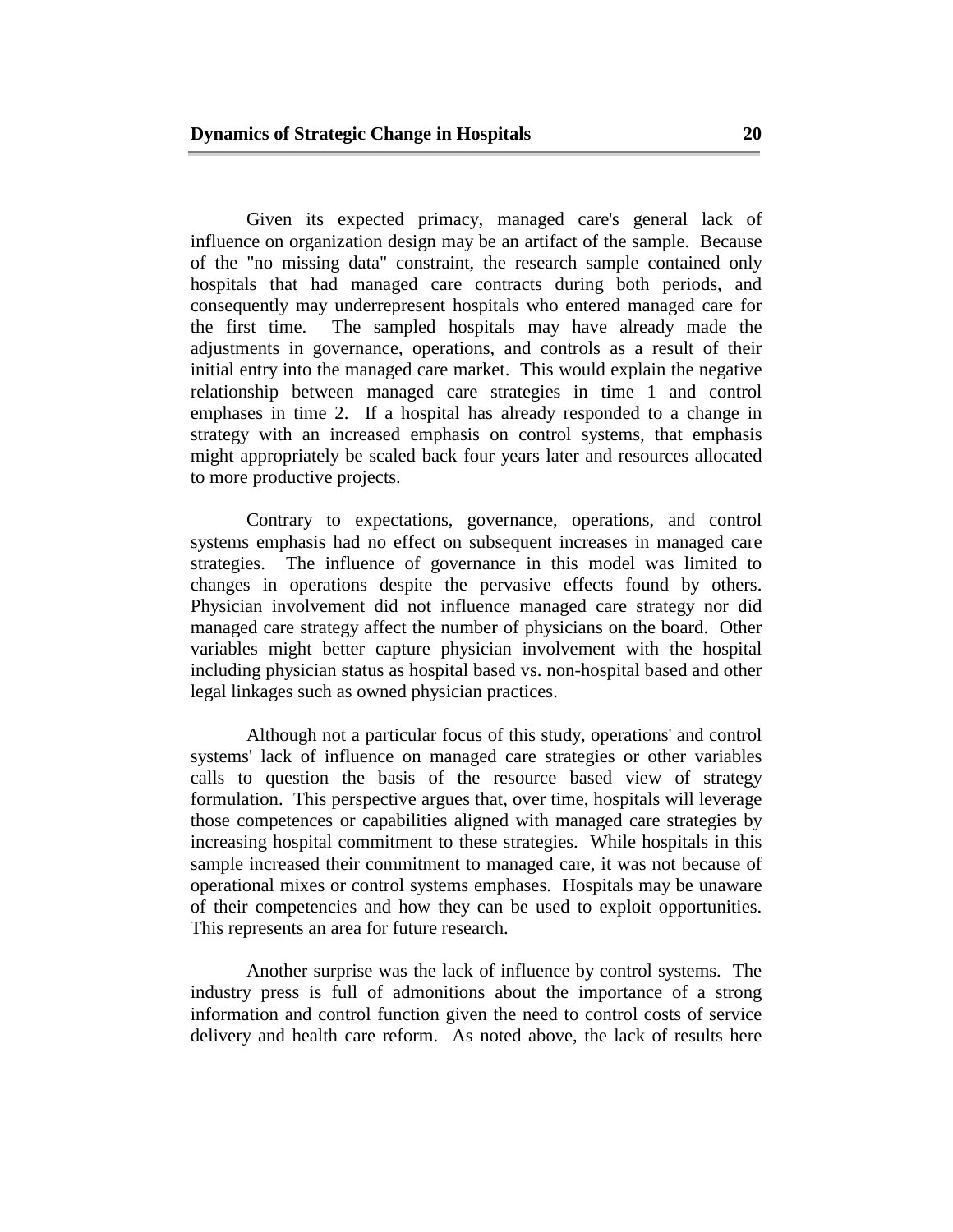Given its expected primacy, managed care's general lack of influence on organization design may be an artifact of the sample. Because of the "no missing data" constraint, the research sample contained only hospitals that had managed care contracts during both periods, and consequently may underrepresent hospitals who entered managed care for the first time. The sampled hospitals may have already made the adjustments in governance, operations, and controls as a result of their initial entry into the managed care market. This would explain the negative relationship between managed care strategies in time 1 and control emphases in time 2. If a hospital has already responded to a change in strategy with an increased emphasis on control systems, that emphasis might appropriately be scaled back four years later and resources allocated to more productive projects.

Contrary to expectations, governance, operations, and control systems emphasis had no effect on subsequent increases in managed care strategies. The influence of governance in this model was limited to changes in operations despite the pervasive effects found by others. Physician involvement did not influence managed care strategy nor did managed care strategy affect the number of physicians on the board. Other variables might better capture physician involvement with the hospital including physician status as hospital based vs. non-hospital based and other legal linkages such as owned physician practices.

Although not a particular focus of this study, operations' and control systems' lack of influence on managed care strategies or other variables calls to question the basis of the resource based view of strategy formulation. This perspective argues that, over time, hospitals will leverage those competences or capabilities aligned with managed care strategies by increasing hospital commitment to these strategies. While hospitals in this sample increased their commitment to managed care, it was not because of operational mixes or control systems emphases. Hospitals may be unaware of their competencies and how they can be used to exploit opportunities. This represents an area for future research.

Another surprise was the lack of influence by control systems. The industry press is full of admonitions about the importance of a strong information and control function given the need to control costs of service delivery and health care reform. As noted above, the lack of results here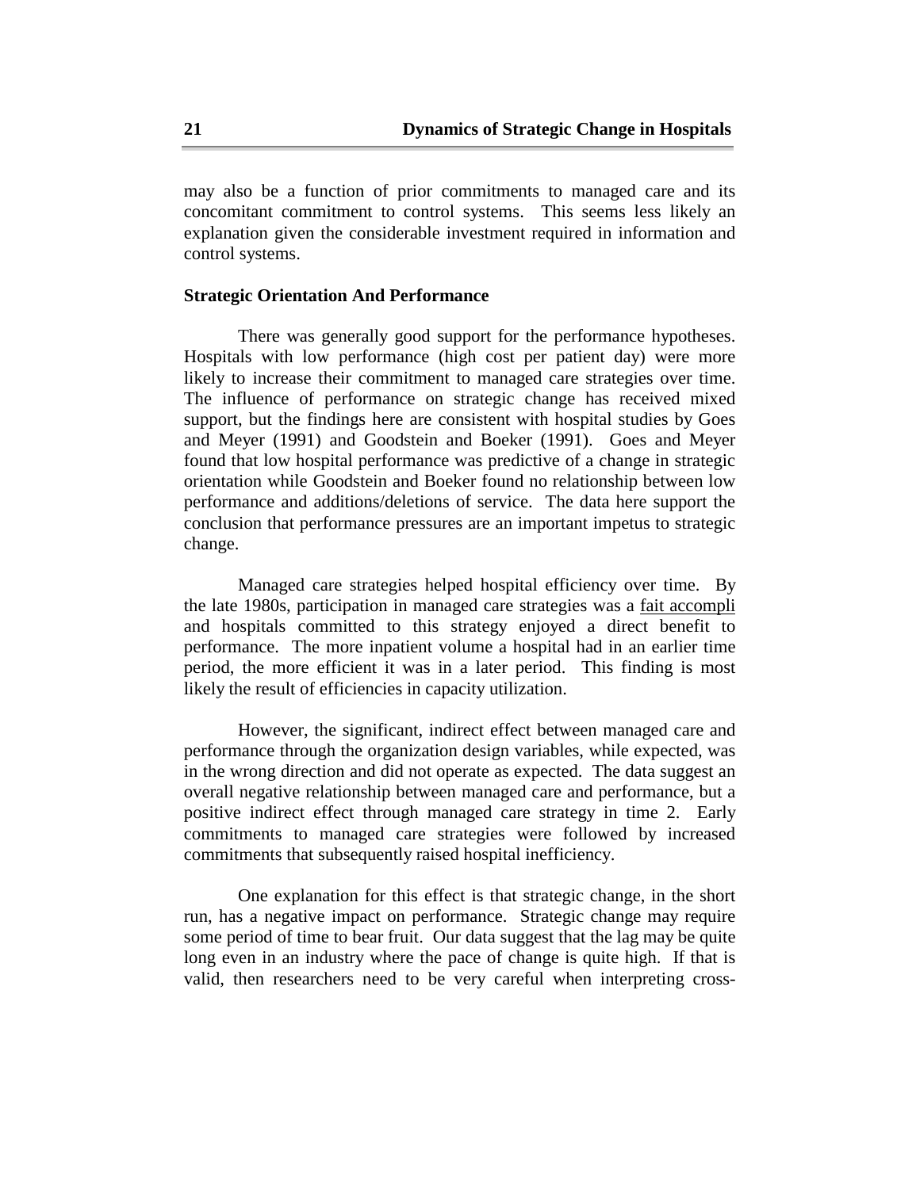may also be a function of prior commitments to managed care and its concomitant commitment to control systems. This seems less likely an explanation given the considerable investment required in information and control systems.

### Strategic Orientation And Performance

There was generally good support for the performance hypotheses. Hospitals with low performance (high cost per patient day) were more likely to increase their commitment to managed care strategies over time. The influence of performance on strategic change has received mixed support, but the findings here are consistent with hospital studies by Goes and Meyer (1991) and Goodstein and Boeker (1991). Goes and Meyer found that low hospital performance was predictive of a change in strategic orientation while Goodstein and Boeker found no relationship between low performance and additions/deletions of service. The data here support the conclusion that performance pressures are an important impetus to strategic change.

Managed care strategies helped hospital efficiency over time. By the late 1980s, participation in managed care strategies was a fait accompli and hospitals committed to this strategy enjoyed a direct benefit to performance. The more inpatient volume a hospital had in an earlier time period, the more efficient it was in a later period. This finding is most likely the result of efficiencies in capacity utilization.

However, the significant, indirect effect between managed care and performance through the organization design variables, while expected, was in the wrong direction and did not operate as expected. The data suggest an overall negative relationship between managed care and performance, but a positive indirect effect through managed care strategy in time 2. Early commitments to managed care strategies were followed by increased commitments that subsequently raised hospital inefficiency.

One explanation for this effect is that strategic change, in the short run, has a negative impact on performance. Strategic change may require some period of time to bear fruit. Our data suggest that the lag may be quite long even in an industry where the pace of change is quite high. If that is valid, then researchers need to be very careful when interpreting cross-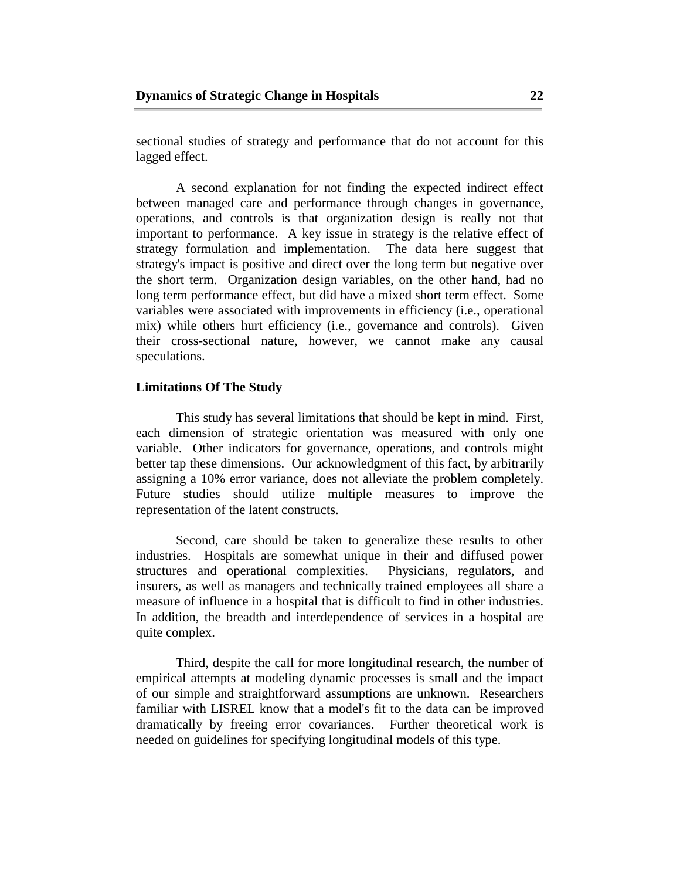sectional studies of strategy and performance that do not account for this lagged effect.

A second explanation for not finding the expected indirect effect between managed care and performance through changes in governance, operations, and controls is that organization design is really not that important to performance. A key issue in strategy is the relative effect of strategy formulation and implementation. The data here suggest that strategy's impact is positive and direct over the long term but negative over the short term. Organization design variables, on the other hand, had no long term performance effect, but did have a mixed short term effect. Some variables were associated with improvements in efficiency (i.e., operational mix) while others hurt efficiency (i.e., governance and controls). Given their cross-sectional nature, however, we cannot make any causal speculations.

**Limitations Of The Study**

This study has several limitations that should be kept in mind. First, each dimension of strategic orientation was measured with only one variable. Other indicators for governance, operations, and controls might better tap these dimensions. Our acknowledgment of this fact, by arbitrarily assigning a 10% error variance, does not alleviate the problem completely. Future studies should utilize multiple measures to improve the representation of the latent constructs.

Second, care should be taken to generalize these results to other industries. Hospitals are somewhat unique in their and diffused power structures and operational complexities. Physicians, regulators, and insurers, as well as managers and technically trained employees all share a measure of influence in a hospital that is difficult to find in other industries. In addition, the breadth and interdependence of services in a hospital are quite complex.

Third, despite the call for more longitudinal research, the number of empirical attempts at modeling dynamic processes is small and the impact of our simple and straightforward assumptions are unknown. Researchers familiar with LISREL know that a model's fit to the data can be improved dramatically by freeing error covariances. Further theoretical work is needed on guidelines for specifying longitudinal models of this type.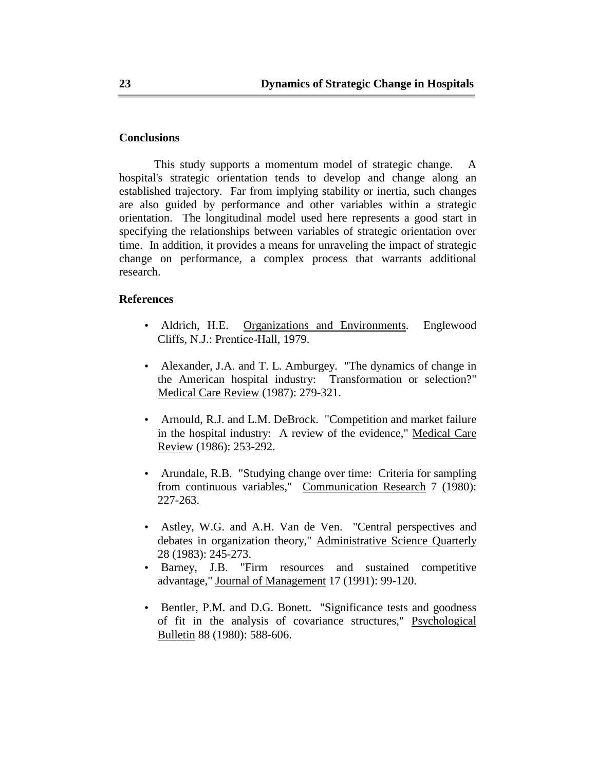## Conclusions

This study supports a momentum model of strategic change. A hospital's strategic orientation tends to develop and change along an established trajectory. Far from implying stability or inertia, such changes are also guided by performance and other variables within a strategic orientation. The longitudinal model used here represents a good start in specifying the relationships between variables of strategic orientation over time. In addition, it provides a means for unraveling the impact of strategic change on performance, a complex process that warrants additional research.

## References

- Aldrich, H.E. Organizations and Environments. Englewood Cliffs, N.J.: Prentice-Hall, 1979.
- Alexander, J.A. and T. L. Amburgey. "The dynamics of change in the American hospital industry: Transformation or selection?" Medical Care Review (1987): 279-321.
- Arnould, R.J. and L.M. DeBrock. "Competition and market failure in the hospital industry: A review of the evidence," Medical Care Review (1986): 253-292.
- Arundale, R.B. "Studying change over time: Criteria for sampling from continuous variables," Communication Research 7 (1980): 227-263.
- Astley, W.G. and A.H. Van de Ven. "Central perspectives and debates in organization theory," Administrative Science Quarterly 28 (1983): 245-273.
- Barney, J.B. "Firm resources and sustained competitive advantage," Journal of Management 17 (1991): 99-120.
- Bentler, P.M. and D.G. Bonett. "Significance tests and goodness of fit in the analysis of covariance structures," Psychological Bulletin 88 (1980): 588-606.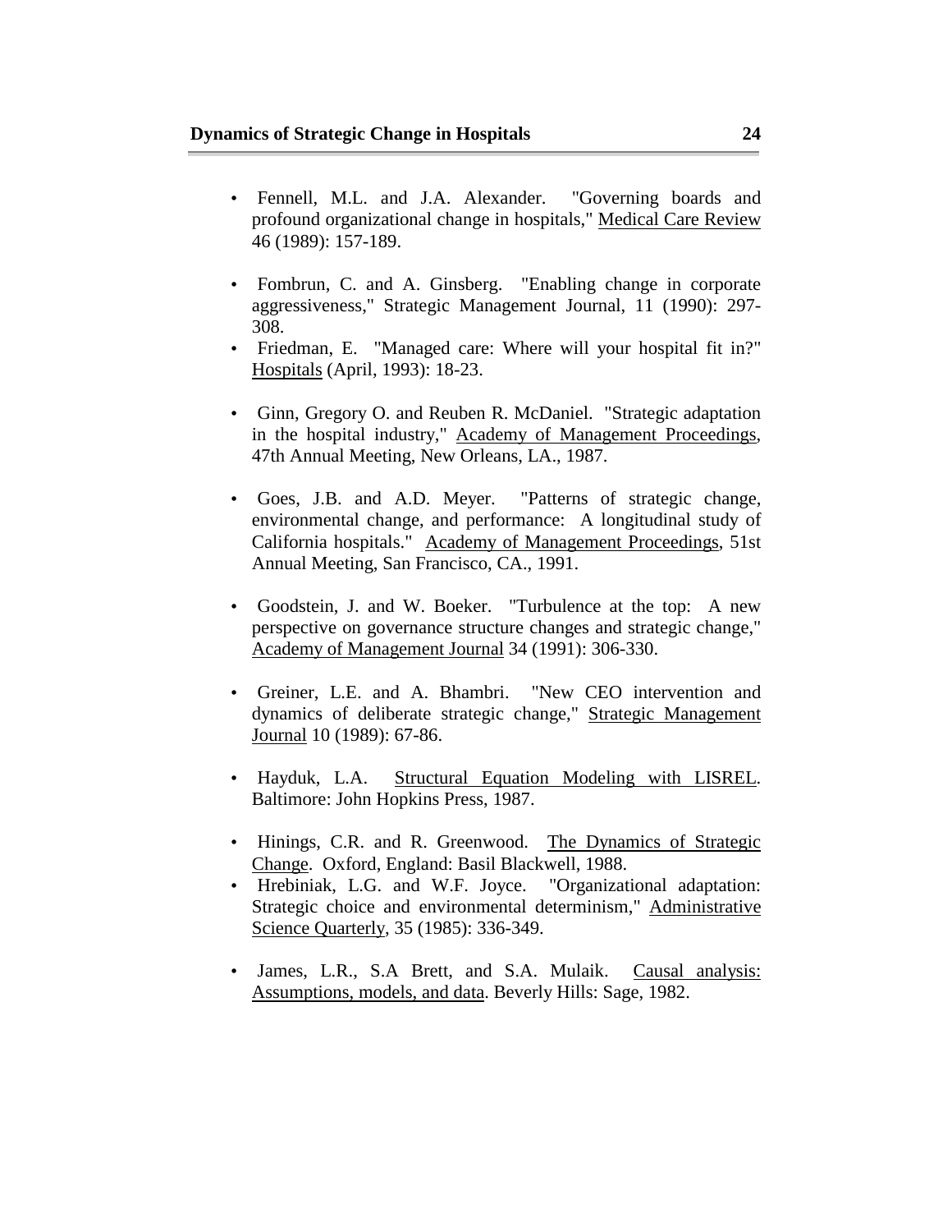- Fennell, M.L. and J.A. Alexander. "Governing boards and profound organizational change in hospitals," Medical Care Review 46 (1989): 157-189.

- Fombrun, C. and A. Ginsberg. "Enabling change in corporate aggressiveness," Strategic Management Journal, 11 (1990): 297-308.
- Friedman, E. "Managed care: Where will your hospital fit in?" Hospitals (April, 1993): 18-23.

- Ginn, Gregory O. and Reuben R. McDaniel. "Strategic adaptation in the hospital industry," Academy of Management Proceedings, 47th Annual Meeting, New Orleans, LA., 1987.

- Goes, J.B. and A.D. Meyer. "Patterns of strategic change, environmental change, and performance: A longitudinal study of California hospitals." Academy of Management Proceedings, 51st Annual Meeting, San Francisco, CA., 1991.

- Goodstein, J. and W. Boeker. "Turbulence at the top: A new perspective on governance structure changes and strategic change," Academy of Management Journal 34 (1991): 306-330.

- Greiner, L.E. and A. Bhambri. "New CEO intervention and dynamics of deliberate strategic change," Strategic Management Journal 10 (1989): 67-86.

- Hayduk, L.A. Structural Equation Modeling with LISREL. Baltimore: John Hopkins Press, 1987.

- Hinings, C.R. and R. Greenwood. The Dynamics of Strategic Change. Oxford, England: Basil Blackwell, 1988.
- Hrebiniak, L.G. and W.F. Joyce. "Organizational adaptation: Strategic choice and environmental determinism," Administrative Science Quarterly, 35 (1985): 336-349.

- James, L.R., S.A Brett, and S.A. Mulaik. Causal analysis: Assumptions, models, and data. Beverly Hills: Sage, 1982.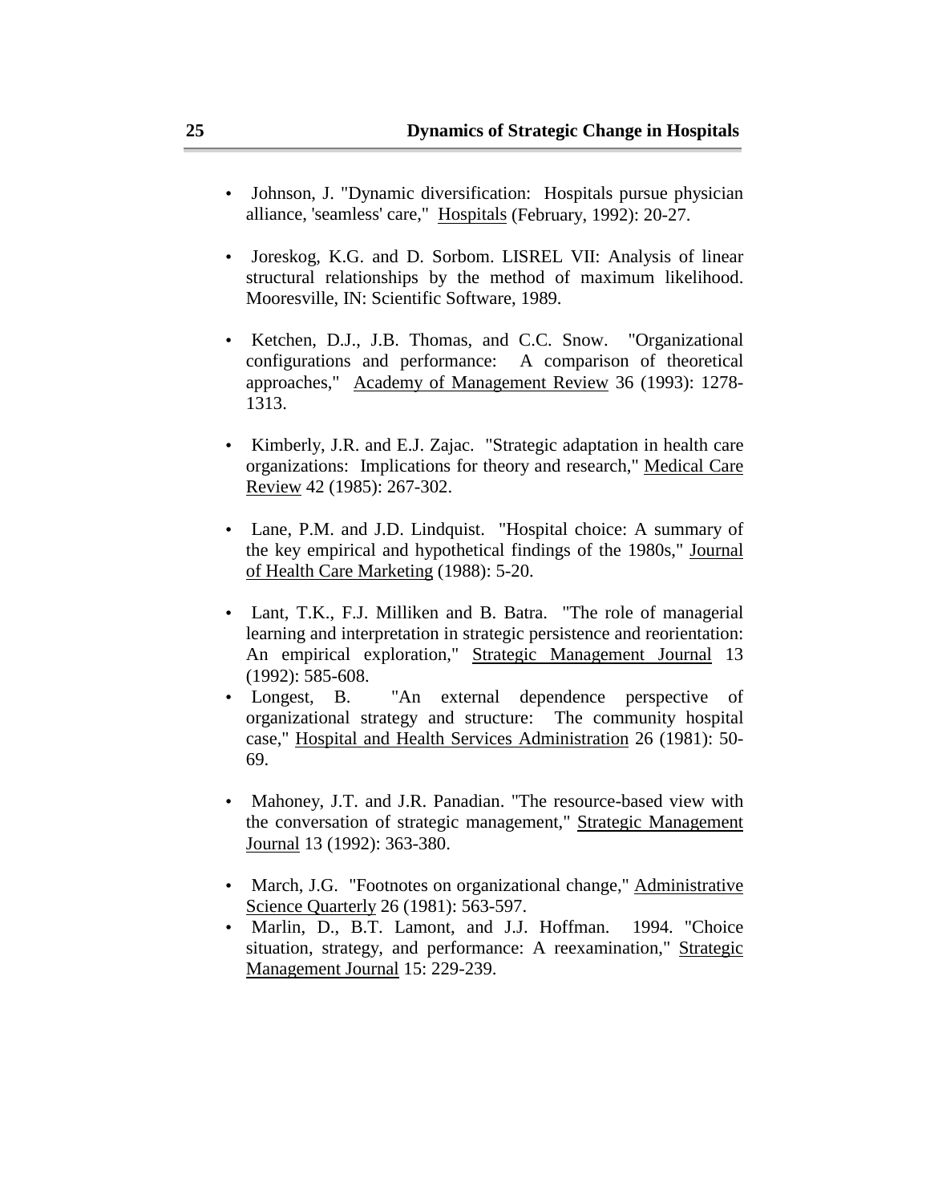- Johnson, J. "Dynamic diversification: Hospitals pursue physician alliance, 'seamless' care," Hospitals (February, 1992): 20-27.

- Joreskog, K.G. and D. Sorbom. LISREL VII: Analysis of linear structural relationships by the method of maximum likelihood. Mooresville, IN: Scientific Software, 1989.

- Ketchen, D.J., J.B. Thomas, and C.C. Snow. "Organizational configurations and performance: A comparison of theoretical approaches," Academy of Management Review 36 (1993): 1278-1313.

- Kimberly, J.R. and E.J. Zajac. "Strategic adaptation in health care organizations: Implications for theory and research," Medical Care Review 42 (1985): 267-302.

- Lane, P.M. and J.D. Lindquist. "Hospital choice: A summary of the key empirical and hypothetical findings of the 1980s," Journal of Health Care Marketing (1988): 5-20.

- Lant, T.K., F.J. Milliken and B. Batra. "The role of managerial learning and interpretation in strategic persistence and reorientation: An empirical exploration," Strategic Management Journal 13 (1992): 585-608.
- Longest, B. "An external dependence perspective of organizational strategy and structure: The community hospital case," Hospital and Health Services Administration 26 (1981): 50-69.

- Mahoney, J.T. and J.R. Panadian. "The resource-based view with the conversation of strategic management," Strategic Management Journal 13 (1992): 363-380.

- March, J.G. "Footnotes on organizational change," Administrative Science Quarterly 26 (1981): 563-597.
- Marlin, D., B.T. Lamont, and J.J. Hoffman. 1994. "Choice situation, strategy, and performance: A reexamination," Strategic Management Journal 15: 229-239.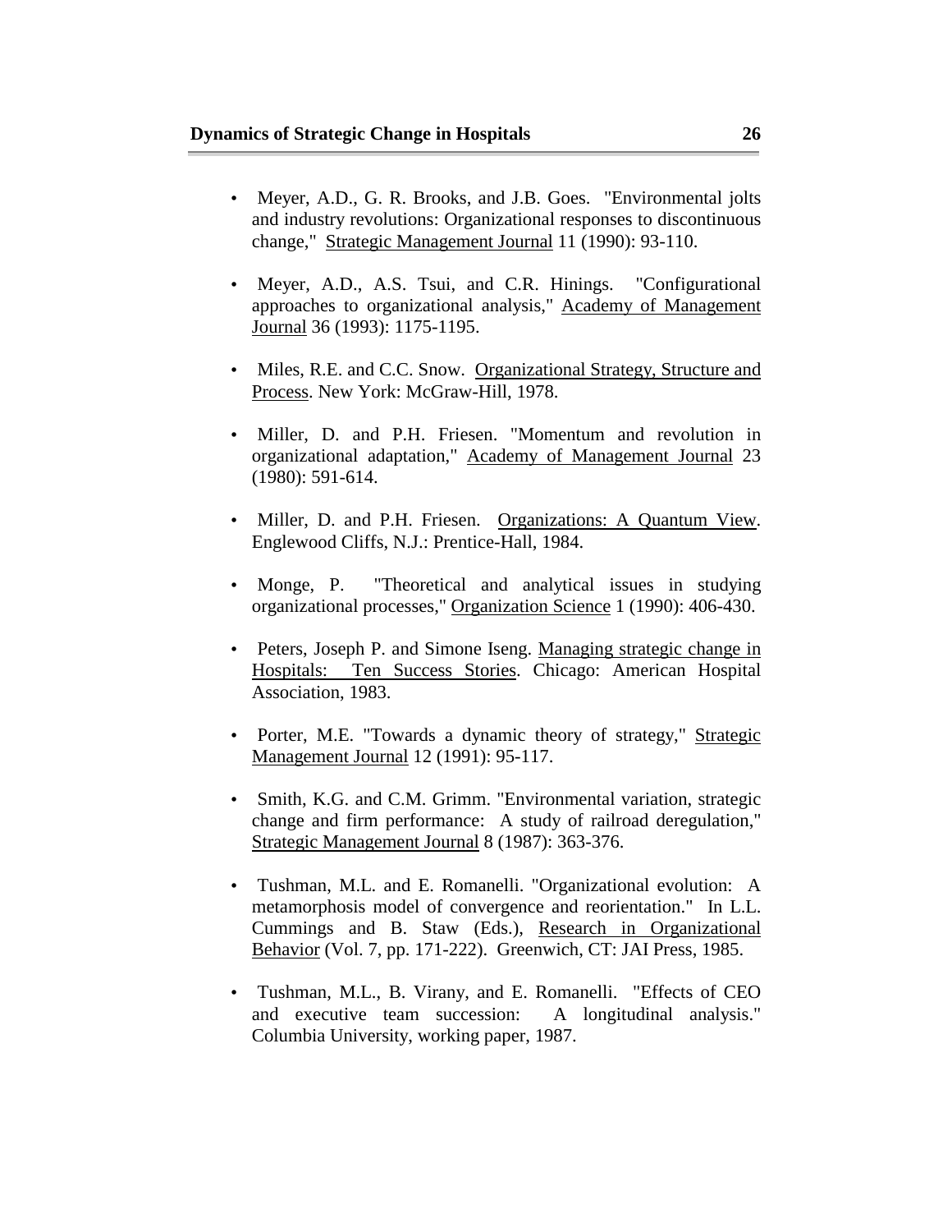- Meyer, A.D., G. R. Brooks, and J.B. Goes. "Environmental jolts and industry revolutions: Organizational responses to discontinuous change," Strategic Management Journal 11 (1990): 93-110.

- Meyer, A.D., A.S. Tsui, and C.R. Hinings. "Configurational approaches to organizational analysis," Academy of Management Journal 36 (1993): 1175-1195.

- Miles, R.E. and C.C. Snow. Organizational Strategy, Structure and Process. New York: McGraw-Hill, 1978.

- Miller, D. and P.H. Friesen. "Momentum and revolution in organizational adaptation," Academy of Management Journal 23 (1980): 591-614.

- Miller, D. and P.H. Friesen. Organizations: A Quantum View. Englewood Cliffs, N.J.: Prentice-Hall, 1984.

- Monge, P. "Theoretical and analytical issues in studying organizational processes," Organization Science 1 (1990): 406-430.

- Peters, Joseph P. and Simone Iseng. Managing strategic change in Hospitals: Ten Success Stories. Chicago: American Hospital Association, 1983.

- Porter, M.E. "Towards a dynamic theory of strategy," Strategic Management Journal 12 (1991): 95-117.

- Smith, K.G. and C.M. Grimm. "Environmental variation, strategic change and firm performance: A study of railroad deregulation," Strategic Management Journal 8 (1987): 363-376.

- Tushman, M.L. and E. Romanelli. "Organizational evolution: A metamorphosis model of convergence and reorientation." In L.L. Cummings and B. Staw (Eds.), Research in Organizational Behavior (Vol. 7, pp. 171-222). Greenwich, CT: JAI Press, 1985.

- Tushman, M.L., B. Virany, and E. Romanelli. "Effects of CEO and executive team succession: A longitudinal analysis." Columbia University, working paper, 1987.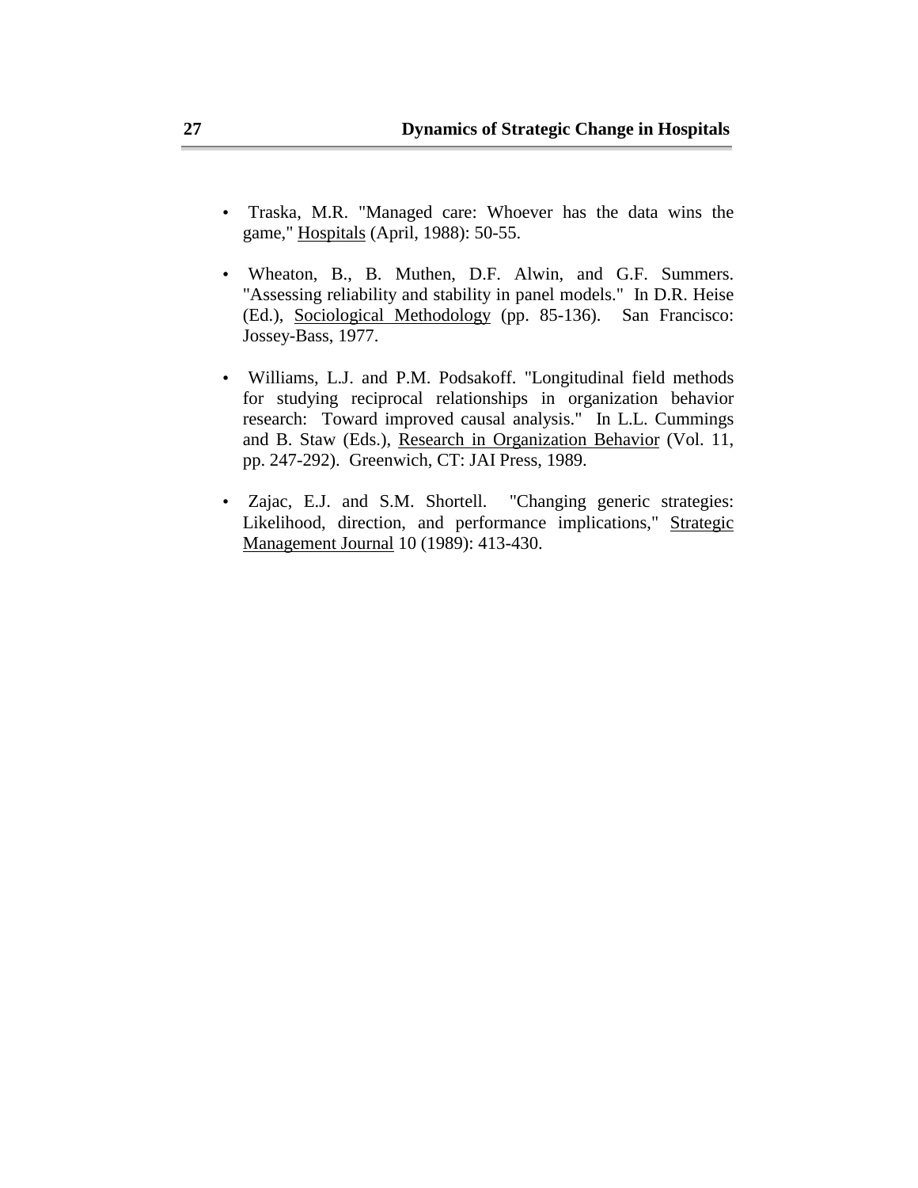- Traska, M.R. "Managed care: Whoever has the data wins the game," Hospitals (April, 1988): 50-55.

- Wheaton, B., B. Muthen, D.F. Alwin, and G.F. Summers. "Assessing reliability and stability in panel models." In D.R. Heise (Ed.), Sociological Methodology (pp. 85-136). San Francisco: Jossey-Bass, 1977.

- Williams, L.J. and P.M. Podsakoff. "Longitudinal field methods for studying reciprocal relationships in organization behavior research: Toward improved causal analysis." In L.L. Cummings and B. Staw (Eds.), Research in Organization Behavior (Vol. 11, pp. 247-292). Greenwich, CT: JAI Press, 1989.

- Zajac, E.J. and S.M. Shortell. "Changing generic strategies: Likelihood, direction, and performance implications," Strategic Management Journal 10 (1989): 413-430.